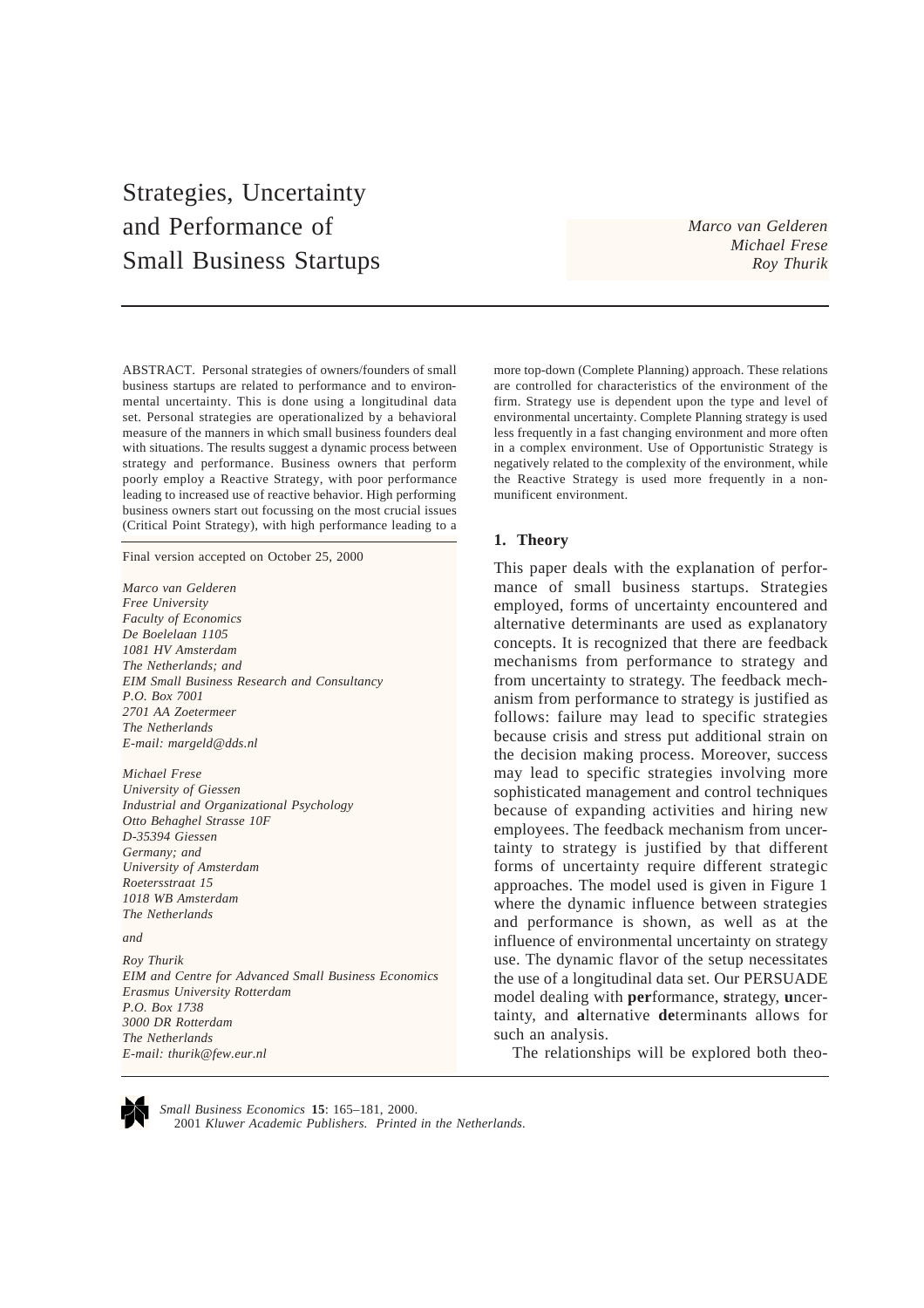# Strategies, Uncertainty and Performance of Small Business Startups

*Marco van Gelderen*
*Michael Frese*
*Roy Thurik*

---

ABSTRACT. Personal strategies of owners/founders of small business startups are related to performance and to environmental uncertainty. This is done using a longitudinal data set. Personal strategies are operationalized by a behavioral measure of the manners in which small business founders deal with situations. The results suggest a dynamic process between strategy and performance. Business owners that perform poorly employ a Reactive Strategy, with poor performance leading to increased use of reactive behavior. High performing business owners start out focussing on the most crucial issues (Critical Point Strategy), with high performance leading to a more top-down (Complete Planning) approach. These relations are controlled for characteristics of the environment of the firm. Strategy use is dependent upon the type and level of environmental uncertainty. Complete Planning strategy is used less frequently in a fast changing environment and more often in a complex environment. Use of Opportunistic Strategy is negatively related to the complexity of the environment, while the Reactive Strategy is used more frequently in a non-munificent environment.

Final version accepted on October 25, 2000

*Marco van Gelderen*
*Free University*
*Faculty of Economics*
*De Boelelaan 1105*
*1081 HV Amsterdam*
*The Netherlands; and*
*EIM Small Business Research and Consultancy*
*P.O. Box 7001*
*2701 AA Zoetermeer*
*The Netherlands*
*E-mail: margeld@dds.nl*

*Michael Frese*
*University of Giessen*
*Industrial and Organizational Psychology*
*Otto Behaghel Strasse 10F*
*D-35394 Giessen*
*Germany; and*
*University of Amsterdam*
*Roetersstraat 15*
*1018 WB Amsterdam*
*The Netherlands*

*and*

*Roy Thurik*
*EIM and Centre for Advanced Small Business Economics*
*Erasmus University Rotterdam*
*P.O. Box 1738*
*3000 DR Rotterdam*
*The Netherlands*
*E-mail: thurik@few.eur.nl*

## 1. Theory

This paper deals with the explanation of performance of small business startups. Strategies employed, forms of uncertainty encountered and alternative determinants are used as explanatory concepts. It is recognized that there are feedback mechanisms from performance to strategy and from uncertainty to strategy. The feedback mechanism from performance to strategy is justified as follows: failure may lead to specific strategies because crisis and stress put additional strain on the decision making process. Moreover, success may lead to specific strategies involving more sophisticated management and control techniques because of expanding activities and hiring new employees. The feedback mechanism from uncertainty to strategy is justified by that different forms of uncertainty require different strategic approaches. The model used is given in Figure 1 where the dynamic influence between strategies and performance is shown, as well as at the influence of environmental uncertainty on strategy use. The dynamic flavor of the setup necessitates the use of a longitudinal data set. Our PERSUADE model dealing with **per**formance, **s**trategy, **u**ncertainty, and **a**lternative **de**terminants allows for such an analysis.

The relationships will be explored both theo-

*Small Business Economics* **15**: 165–181, 2000.
2001 *Kluwer Academic Publishers. Printed in the Netherlands.*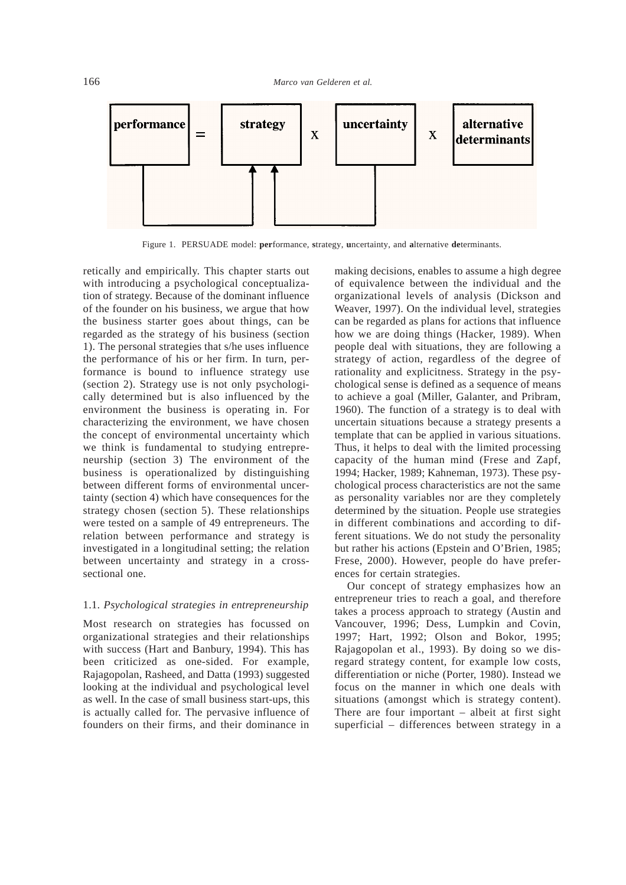Figure 1. PERSUADE model: **per**formance, **s**trategy, **u**ncertainty, and **a**lternative **de**terminants.

retically and empirically. This chapter starts out with introducing a psychological conceptualization of strategy. Because of the dominant influence of the founder on his business, we argue that how the business starter goes about things, can be regarded as the strategy of his business (section 1). The personal strategies that s/he uses influence the performance of his or her firm. In turn, performance is bound to influence strategy use (section 2). Strategy use is not only psychologically determined but is also influenced by the environment the business is operating in. For characterizing the environment, we have chosen the concept of environmental uncertainty which we think is fundamental to studying entrepreneurship (section 3) The environment of the business is operationalized by distinguishing between different forms of environmental uncertainty (section 4) which have consequences for the strategy chosen (section 5). These relationships were tested on a sample of 49 entrepreneurs. The relation between performance and strategy is investigated in a longitudinal setting; the relation between uncertainty and strategy in a cross-sectional one.

### 1.1. *Psychological strategies in entrepreneurship*

Most research on strategies has focussed on organizational strategies and their relationships with success (Hart and Banbury, 1994). This has been criticized as one-sided. For example, Rajagopolan, Rasheed, and Datta (1993) suggested looking at the individual and psychological level as well. In the case of small business start-ups, this is actually called for. The pervasive influence of founders on their firms, and their dominance in making decisions, enables to assume a high degree of equivalence between the individual and the organizational levels of analysis (Dickson and Weaver, 1997). On the individual level, strategies can be regarded as plans for actions that influence how we are doing things (Hacker, 1989). When people deal with situations, they are following a strategy of action, regardless of the degree of rationality and explicitness. Strategy in the psychological sense is defined as a sequence of means to achieve a goal (Miller, Galanter, and Pribram, 1960). The function of a strategy is to deal with uncertain situations because a strategy presents a template that can be applied in various situations. Thus, it helps to deal with the limited processing capacity of the human mind (Frese and Zapf, 1994; Hacker, 1989; Kahneman, 1973). These psychological process characteristics are not the same as personality variables nor are they completely determined by the situation. People use strategies in different combinations and according to different situations. We do not study the personality but rather his actions (Epstein and O'Brien, 1985; Frese, 2000). However, people do have preferences for certain strategies.

Our concept of strategy emphasizes how an entrepreneur tries to reach a goal, and therefore takes a process approach to strategy (Austin and Vancouver, 1996; Dess, Lumpkin and Covin, 1997; Hart, 1992; Olson and Bokor, 1995; Rajagopolan et al., 1993). By doing so we disregard strategy content, for example low costs, differentiation or niche (Porter, 1980). Instead we focus on the manner in which one deals with situations (amongst which is strategy content). There are four important – albeit at first sight superficial – differences between strategy in a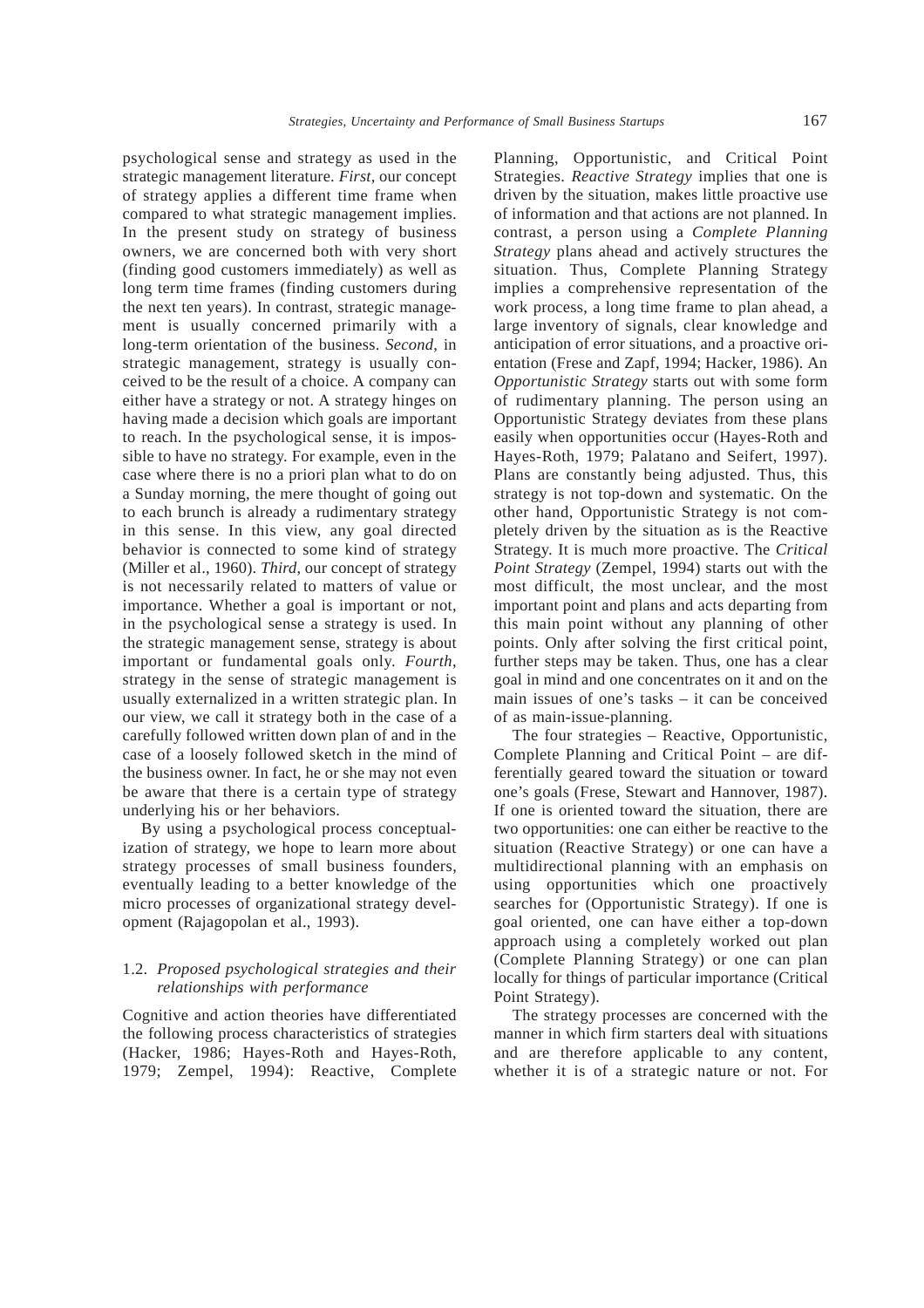psychological sense and strategy as used in the strategic management literature. *First*, our concept of strategy applies a different time frame when compared to what strategic management implies. In the present study on strategy of business owners, we are concerned both with very short (finding good customers immediately) as well as long term time frames (finding customers during the next ten years). In contrast, strategic management is usually concerned primarily with a long-term orientation of the business. *Second*, in strategic management, strategy is usually conceived to be the result of a choice. A company can either have a strategy or not. A strategy hinges on having made a decision which goals are important to reach. In the psychological sense, it is impossible to have no strategy. For example, even in the case where there is no a priori plan what to do on a Sunday morning, the mere thought of going out to each brunch is already a rudimentary strategy in this sense. In this view, any goal directed behavior is connected to some kind of strategy (Miller et al., 1960). *Third*, our concept of strategy is not necessarily related to matters of value or importance. Whether a goal is important or not, in the psychological sense a strategy is used. In the strategic management sense, strategy is about important or fundamental goals only. *Fourth*, strategy in the sense of strategic management is usually externalized in a written strategic plan. In our view, we call it strategy both in the case of a carefully followed written down plan of and in the case of a loosely followed sketch in the mind of the business owner. In fact, he or she may not even be aware that there is a certain type of strategy underlying his or her behaviors.

By using a psychological process conceptualization of strategy, we hope to learn more about strategy processes of small business founders, eventually leading to a better knowledge of the micro processes of organizational strategy development (Rajagopolan et al., 1993).

### 1.2. *Proposed psychological strategies and their relationships with performance*

Cognitive and action theories have differentiated the following process characteristics of strategies (Hacker, 1986; Hayes-Roth and Hayes-Roth, 1979; Zempel, 1994): Reactive, Complete Planning, Opportunistic, and Critical Point Strategies. *Reactive Strategy* implies that one is driven by the situation, makes little proactive use of information and that actions are not planned. In contrast, a person using a *Complete Planning Strategy* plans ahead and actively structures the situation. Thus, Complete Planning Strategy implies a comprehensive representation of the work process, a long time frame to plan ahead, a large inventory of signals, clear knowledge and anticipation of error situations, and a proactive orientation (Frese and Zapf, 1994; Hacker, 1986). An *Opportunistic Strategy* starts out with some form of rudimentary planning. The person using an Opportunistic Strategy deviates from these plans easily when opportunities occur (Hayes-Roth and Hayes-Roth, 1979; Palatano and Seifert, 1997). Plans are constantly being adjusted. Thus, this strategy is not top-down and systematic. On the other hand, Opportunistic Strategy is not completely driven by the situation as is the Reactive Strategy. It is much more proactive. The *Critical Point Strategy* (Zempel, 1994) starts out with the most difficult, the most unclear, and the most important point and plans and acts departing from this main point without any planning of other points. Only after solving the first critical point, further steps may be taken. Thus, one has a clear goal in mind and one concentrates on it and on the main issues of one's tasks – it can be conceived of as main-issue-planning.

The four strategies – Reactive, Opportunistic, Complete Planning and Critical Point – are differentially geared toward the situation or toward one's goals (Frese, Stewart and Hannover, 1987). If one is oriented toward the situation, there are two opportunities: one can either be reactive to the situation (Reactive Strategy) or one can have a multidirectional planning with an emphasis on using opportunities which one proactively searches for (Opportunistic Strategy). If one is goal oriented, one can have either a top-down approach using a completely worked out plan (Complete Planning Strategy) or one can plan locally for things of particular importance (Critical Point Strategy).

The strategy processes are concerned with the manner in which firm starters deal with situations and are therefore applicable to any content, whether it is of a strategic nature or not. For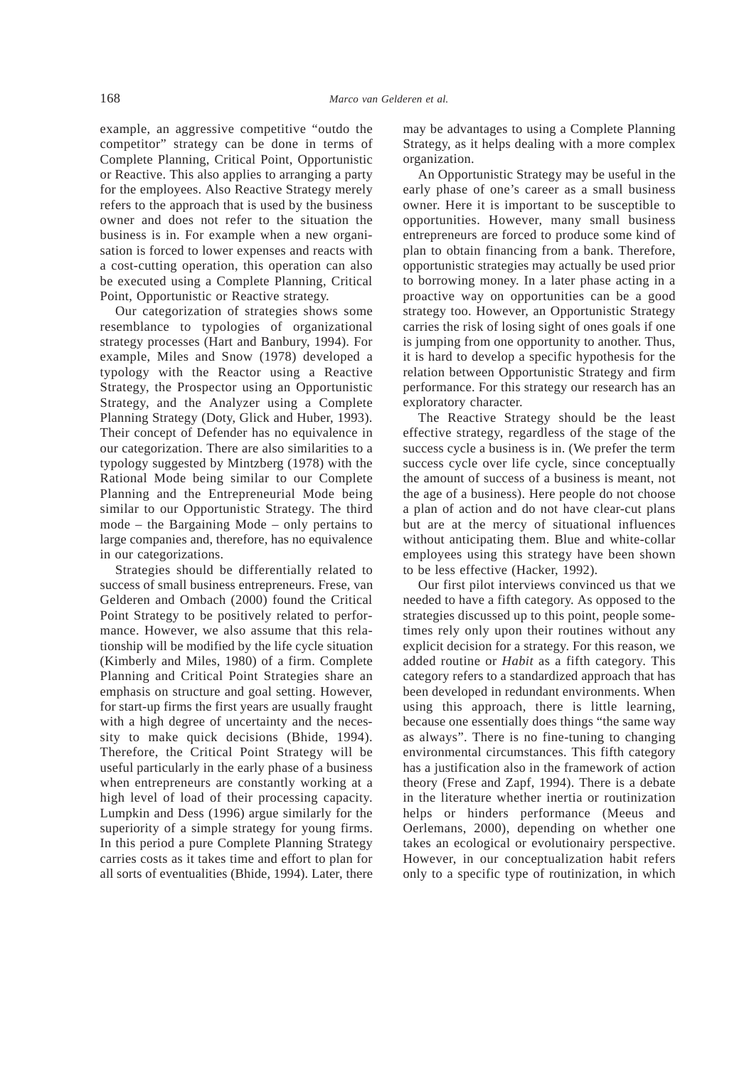example, an aggressive competitive "outdo the competitor" strategy can be done in terms of Complete Planning, Critical Point, Opportunistic or Reactive. This also applies to arranging a party for the employees. Also Reactive Strategy merely refers to the approach that is used by the business owner and does not refer to the situation the business is in. For example when a new organisation is forced to lower expenses and reacts with a cost-cutting operation, this operation can also be executed using a Complete Planning, Critical Point, Opportunistic or Reactive strategy.

Our categorization of strategies shows some resemblance to typologies of organizational strategy processes (Hart and Banbury, 1994). For example, Miles and Snow (1978) developed a typology with the Reactor using a Reactive Strategy, the Prospector using an Opportunistic Strategy, and the Analyzer using a Complete Planning Strategy (Doty, Glick and Huber, 1993). Their concept of Defender has no equivalence in our categorization. There are also similarities to a typology suggested by Mintzberg (1978) with the Rational Mode being similar to our Complete Planning and the Entrepreneurial Mode being similar to our Opportunistic Strategy. The third mode – the Bargaining Mode – only pertains to large companies and, therefore, has no equivalence in our categorizations.

Strategies should be differentially related to success of small business entrepreneurs. Frese, van Gelderen and Ombach (2000) found the Critical Point Strategy to be positively related to performance. However, we also assume that this relationship will be modified by the life cycle situation (Kimberly and Miles, 1980) of a firm. Complete Planning and Critical Point Strategies share an emphasis on structure and goal setting. However, for start-up firms the first years are usually fraught with a high degree of uncertainty and the necessity to make quick decisions (Bhide, 1994). Therefore, the Critical Point Strategy will be useful particularly in the early phase of a business when entrepreneurs are constantly working at a high level of load of their processing capacity. Lumpkin and Dess (1996) argue similarly for the superiority of a simple strategy for young firms. In this period a pure Complete Planning Strategy carries costs as it takes time and effort to plan for all sorts of eventualities (Bhide, 1994). Later, there may be advantages to using a Complete Planning Strategy, as it helps dealing with a more complex organization.

An Opportunistic Strategy may be useful in the early phase of one's career as a small business owner. Here it is important to be susceptible to opportunities. However, many small business entrepreneurs are forced to produce some kind of plan to obtain financing from a bank. Therefore, opportunistic strategies may actually be used prior to borrowing money. In a later phase acting in a proactive way on opportunities can be a good strategy too. However, an Opportunistic Strategy carries the risk of losing sight of ones goals if one is jumping from one opportunity to another. Thus, it is hard to develop a specific hypothesis for the relation between Opportunistic Strategy and firm performance. For this strategy our research has an exploratory character.

The Reactive Strategy should be the least effective strategy, regardless of the stage of the success cycle a business is in. (We prefer the term success cycle over life cycle, since conceptually the amount of success of a business is meant, not the age of a business). Here people do not choose a plan of action and do not have clear-cut plans but are at the mercy of situational influences without anticipating them. Blue and white-collar employees using this strategy have been shown to be less effective (Hacker, 1992).

Our first pilot interviews convinced us that we needed to have a fifth category. As opposed to the strategies discussed up to this point, people sometimes rely only upon their routines without any explicit decision for a strategy. For this reason, we added routine or *Habit* as a fifth category. This category refers to a standardized approach that has been developed in redundant environments. When using this approach, there is little learning, because one essentially does things "the same way as always". There is no fine-tuning to changing environmental circumstances. This fifth category has a justification also in the framework of action theory (Frese and Zapf, 1994). There is a debate in the literature whether inertia or routinization helps or hinders performance (Meeus and Oerlemans, 2000), depending on whether one takes an ecological or evolutionairy perspective. However, in our conceptualization habit refers only to a specific type of routinization, in which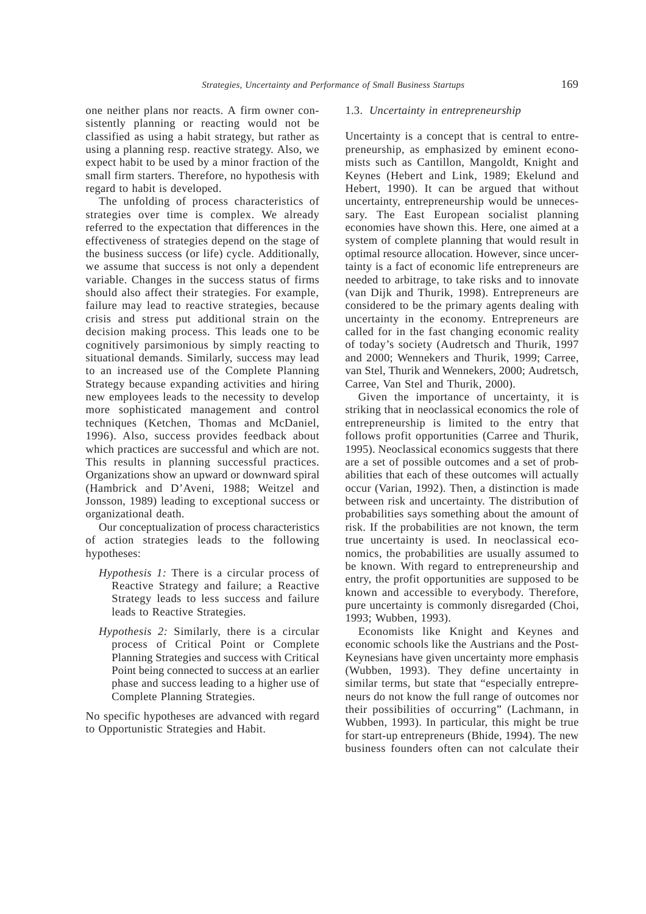one neither plans nor reacts. A firm owner consistently planning or reacting would not be classified as using a habit strategy, but rather as using a planning resp. reactive strategy. Also, we expect habit to be used by a minor fraction of the small firm starters. Therefore, no hypothesis with regard to habit is developed.

The unfolding of process characteristics of strategies over time is complex. We already referred to the expectation that differences in the effectiveness of strategies depend on the stage of the business success (or life) cycle. Additionally, we assume that success is not only a dependent variable. Changes in the success status of firms should also affect their strategies. For example, failure may lead to reactive strategies, because crisis and stress put additional strain on the decision making process. This leads one to be cognitively parsimonious by simply reacting to situational demands. Similarly, success may lead to an increased use of the Complete Planning Strategy because expanding activities and hiring new employees leads to the necessity to develop more sophisticated management and control techniques (Ketchen, Thomas and McDaniel, 1996). Also, success provides feedback about which practices are successful and which are not. This results in planning successful practices. Organizations show an upward or downward spiral (Hambrick and D'Aveni, 1988; Weitzel and Jonsson, 1989) leading to exceptional success or organizational death.

Our conceptualization of process characteristics of action strategies leads to the following hypotheses:

*Hypothesis 1:* There is a circular process of Reactive Strategy and failure; a Reactive Strategy leads to less success and failure leads to Reactive Strategies.

*Hypothesis 2:* Similarly, there is a circular process of Critical Point or Complete Planning Strategies and success with Critical Point being connected to success at an earlier phase and success leading to a higher use of Complete Planning Strategies.

No specific hypotheses are advanced with regard to Opportunistic Strategies and Habit.

### 1.3. *Uncertainty in entrepreneurship*

Uncertainty is a concept that is central to entrepreneurship, as emphasized by eminent economists such as Cantillon, Mangoldt, Knight and Keynes (Hebert and Link, 1989; Ekelund and Hebert, 1990). It can be argued that without uncertainty, entrepreneurship would be unnecessary. The East European socialist planning economies have shown this. Here, one aimed at a system of complete planning that would result in optimal resource allocation. However, since uncertainty is a fact of economic life entrepreneurs are needed to arbitrage, to take risks and to innovate (van Dijk and Thurik, 1998). Entrepreneurs are considered to be the primary agents dealing with uncertainty in the economy. Entrepreneurs are called for in the fast changing economic reality of today's society (Audretsch and Thurik, 1997 and 2000; Wennekers and Thurik, 1999; Carree, van Stel, Thurik and Wennekers, 2000; Audretsch, Carree, Van Stel and Thurik, 2000).

Given the importance of uncertainty, it is striking that in neoclassical economics the role of entrepreneurship is limited to the entry that follows profit opportunities (Carree and Thurik, 1995). Neoclassical economics suggests that there are a set of possible outcomes and a set of probabilities that each of these outcomes will actually occur (Varian, 1992). Then, a distinction is made between risk and uncertainty. The distribution of probabilities says something about the amount of risk. If the probabilities are not known, the term true uncertainty is used. In neoclassical economics, the probabilities are usually assumed to be known. With regard to entrepreneurship and entry, the profit opportunities are supposed to be known and accessible to everybody. Therefore, pure uncertainty is commonly disregarded (Choi, 1993; Wubben, 1993).

Economists like Knight and Keynes and economic schools like the Austrians and the Post-Keynesians have given uncertainty more emphasis (Wubben, 1993). They define uncertainty in similar terms, but state that "especially entrepreneurs do not know the full range of outcomes nor their possibilities of occurring" (Lachmann, in Wubben, 1993). In particular, this might be true for start-up entrepreneurs (Bhide, 1994). The new business founders often can not calculate their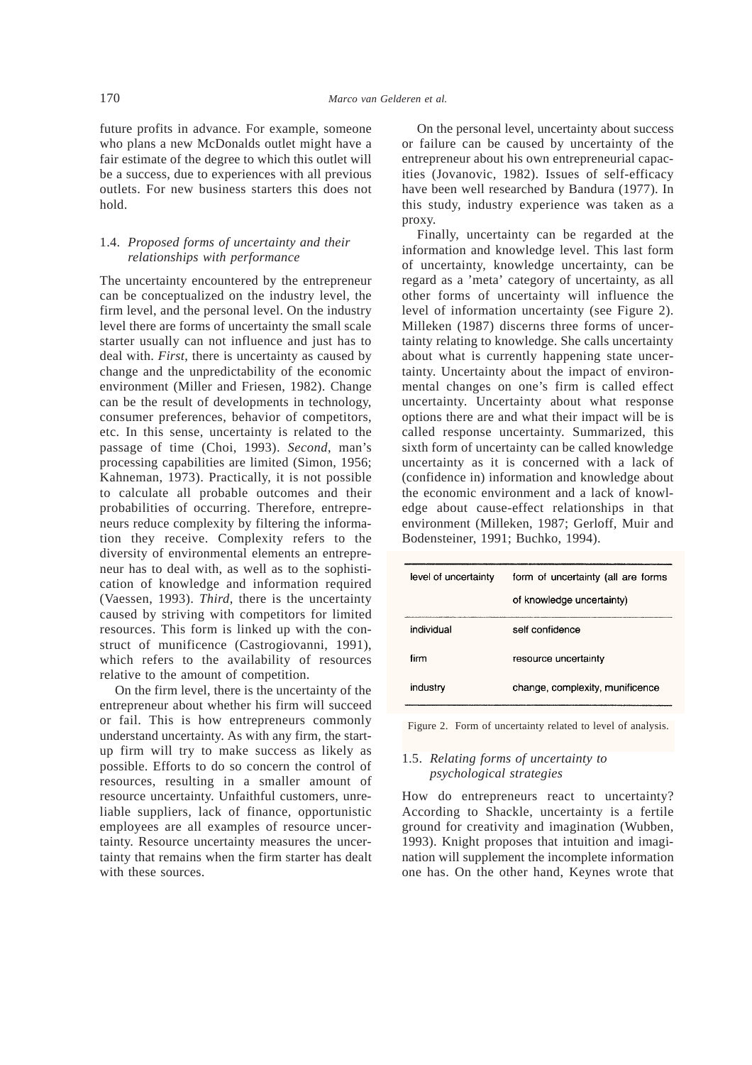future profits in advance. For example, someone who plans a new McDonalds outlet might have a fair estimate of the degree to which this outlet will be a success, due to experiences with all previous outlets. For new business starters this does not hold.

### 1.4. *Proposed forms of uncertainty and their relationships with performance*

The uncertainty encountered by the entrepreneur can be conceptualized on the industry level, the firm level, and the personal level. On the industry level there are forms of uncertainty the small scale starter usually can not influence and just has to deal with. *First*, there is uncertainty as caused by change and the unpredictability of the economic environment (Miller and Friesen, 1982). Change can be the result of developments in technology, consumer preferences, behavior of competitors, etc. In this sense, uncertainty is related to the passage of time (Choi, 1993). *Second*, man's processing capabilities are limited (Simon, 1956; Kahneman, 1973). Practically, it is not possible to calculate all probable outcomes and their probabilities of occurring. Therefore, entrepreneurs reduce complexity by filtering the information they receive. Complexity refers to the diversity of environmental elements an entrepreneur has to deal with, as well as to the sophistication of knowledge and information required (Vaessen, 1993). *Third*, there is the uncertainty caused by striving with competitors for limited resources. This form is linked up with the construct of munificence (Castrogiovanni, 1991), which refers to the availability of resources relative to the amount of competition.

On the firm level, there is the uncertainty of the entrepreneur about whether his firm will succeed or fail. This is how entrepreneurs commonly understand uncertainty. As with any firm, the start-up firm will try to make success as likely as possible. Efforts to do so concern the control of resources, resulting in a smaller amount of resource uncertainty. Unfaithful customers, unreliable suppliers, lack of finance, opportunistic employees are all examples of resource uncertainty. Resource uncertainty measures the uncertainty that remains when the firm starter has dealt with these sources.

On the personal level, uncertainty about success or failure can be caused by uncertainty of the entrepreneur about his own entrepreneurial capacities (Jovanovic, 1982). Issues of self-efficacy have been well researched by Bandura (1977). In this study, industry experience was taken as a proxy.

Finally, uncertainty can be regarded at the information and knowledge level. This last form of uncertainty, knowledge uncertainty, can be regard as a 'meta' category of uncertainty, as all other forms of uncertainty will influence the level of information uncertainty (see Figure 2). Milleken (1987) discerns three forms of uncertainty relating to knowledge. She calls uncertainty about what is currently happening state uncertainty. Uncertainty about the impact of environmental changes on one's firm is called effect uncertainty. Uncertainty about what response options there are and what their impact will be is called response uncertainty. Summarized, this sixth form of uncertainty can be called knowledge uncertainty as it is concerned with a lack of (confidence in) information and knowledge about the economic environment and a lack of knowledge about cause-effect relationships in that environment (Milleken, 1987; Gerloff, Muir and Bodensteiner, 1991; Buchko, 1994).

| level of uncertainty | form of uncertainty (all are forms of knowledge uncertainty) |
|---|---|
| individual | self confidence |
| firm | resource uncertainty |
| industry | change, complexity, munificence |

Figure 2. Form of uncertainty related to level of analysis.

### 1.5. *Relating forms of uncertainty to psychological strategies*

How do entrepreneurs react to uncertainty? According to Shackle, uncertainty is a fertile ground for creativity and imagination (Wubben, 1993). Knight proposes that intuition and imagination will supplement the incomplete information one has. On the other hand, Keynes wrote that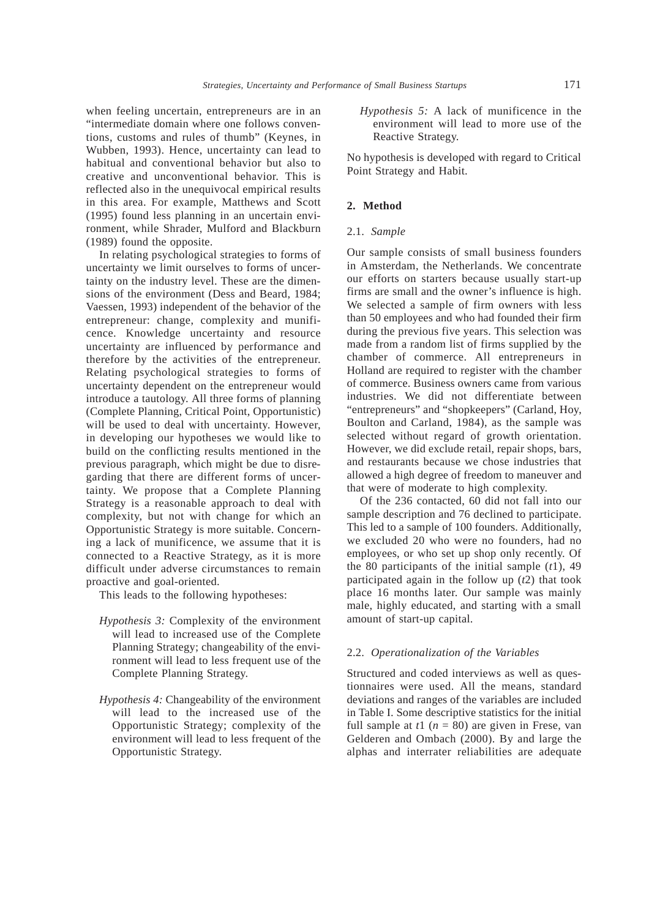when feeling uncertain, entrepreneurs are in an "intermediate domain where one follows conventions, customs and rules of thumb" (Keynes, in Wubben, 1993). Hence, uncertainty can lead to habitual and conventional behavior but also to creative and unconventional behavior. This is reflected also in the unequivocal empirical results in this area. For example, Matthews and Scott (1995) found less planning in an uncertain environment, while Shrader, Mulford and Blackburn (1989) found the opposite.

In relating psychological strategies to forms of uncertainty we limit ourselves to forms of uncertainty on the industry level. These are the dimensions of the environment (Dess and Beard, 1984; Vaessen, 1993) independent of the behavior of the entrepreneur: change, complexity and munificence. Knowledge uncertainty and resource uncertainty are influenced by performance and therefore by the activities of the entrepreneur. Relating psychological strategies to forms of uncertainty dependent on the entrepreneur would introduce a tautology. All three forms of planning (Complete Planning, Critical Point, Opportunistic) will be used to deal with uncertainty. However, in developing our hypotheses we would like to build on the conflicting results mentioned in the previous paragraph, which might be due to disregarding that there are different forms of uncertainty. We propose that a Complete Planning Strategy is a reasonable approach to deal with complexity, but not with change for which an Opportunistic Strategy is more suitable. Concerning a lack of munificence, we assume that it is connected to a Reactive Strategy, as it is more difficult under adverse circumstances to remain proactive and goal-oriented.

This leads to the following hypotheses:

*Hypothesis 3:* Complexity of the environment will lead to increased use of the Complete Planning Strategy; changeability of the environment will lead to less frequent use of the Complete Planning Strategy.

*Hypothesis 4:* Changeability of the environment will lead to the increased use of the Opportunistic Strategy; complexity of the environment will lead to less frequent of the Opportunistic Strategy.

*Hypothesis 5:* A lack of munificence in the environment will lead to more use of the Reactive Strategy.

No hypothesis is developed with regard to Critical Point Strategy and Habit.

## 2. Method

### 2.1. *Sample*

Our sample consists of small business founders in Amsterdam, the Netherlands. We concentrate our efforts on starters because usually start-up firms are small and the owner's influence is high. We selected a sample of firm owners with less than 50 employees and who had founded their firm during the previous five years. This selection was made from a random list of firms supplied by the chamber of commerce. All entrepreneurs in Holland are required to register with the chamber of commerce. Business owners came from various industries. We did not differentiate between "entrepreneurs" and "shopkeepers" (Carland, Hoy, Boulton and Carland, 1984), as the sample was selected without regard of growth orientation. However, we did exclude retail, repair shops, bars, and restaurants because we chose industries that allowed a high degree of freedom to maneuver and that were of moderate to high complexity.

Of the 236 contacted, 60 did not fall into our sample description and 76 declined to participate. This led to a sample of 100 founders. Additionally, we excluded 20 who were no founders, had no employees, or who set up shop only recently. Of the 80 participants of the initial sample ($t1$), 49 participated again in the follow up ($t2$) that took place 16 months later. Our sample was mainly male, highly educated, and starting with a small amount of start-up capital.

### 2.2. *Operationalization of the Variables*

Structured and coded interviews as well as questionnaires were used. All the means, standard deviations and ranges of the variables are included in Table I. Some descriptive statistics for the initial full sample at $t1$ ($n = 80$) are given in Frese, van Gelderen and Ombach (2000). By and large the alphas and interrater reliabilities are adequate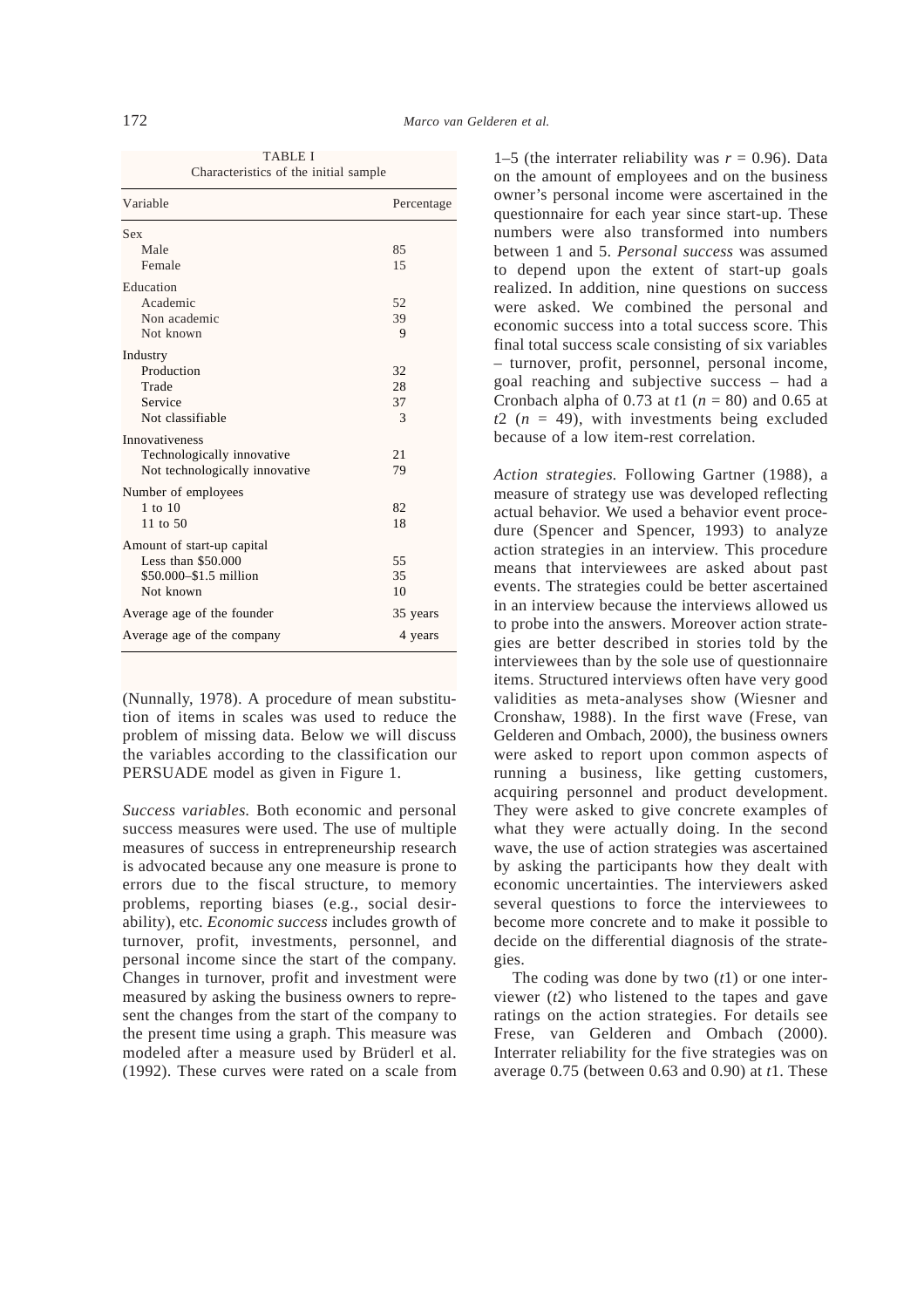TABLE I
Characteristics of the initial sample

| Variable | Percentage |
|---|---|
| Sex | |
| Male | 85 |
| Female | 15 |
| Education | |
| Academic | 52 |
| Non academic | 39 |
| Not known | 9 |
| Industry | |
| Production | 32 |
| Trade | 28 |
| Service | 37 |
| Not classifiable | 3 |
| Innovativeness | |
| Technologically innovative | 21 |
| Not technologically innovative | 79 |
| Number of employees | |
| 1 to 10 | 82 |
| 11 to 50 | 18 |
| Amount of start-up capital | |
| Less than $50.000 | 55 |
| $50.000–$1.5 million | 35 |
| Not known | 10 |
| Average age of the founder | 35 years |
| Average age of the company | 4 years |

(Nunnally, 1978). A procedure of mean substitution of items in scales was used to reduce the problem of missing data. Below we will discuss the variables according to the classification our PERSUADE model as given in Figure 1.

*Success variables.* Both economic and personal success measures were used. The use of multiple measures of success in entrepreneurship research is advocated because any one measure is prone to errors due to the fiscal structure, to memory problems, reporting biases (e.g., social desirability), etc. *Economic success* includes growth of turnover, profit, investments, personnel, and personal income since the start of the company. Changes in turnover, profit and investment were measured by asking the business owners to represent the changes from the start of the company to the present time using a graph. This measure was modeled after a measure used by Brüderl et al. (1992). These curves were rated on a scale from 1–5 (the interrater reliability was $r = 0.96$). Data on the amount of employees and on the business owner's personal income were ascertained in the questionnaire for each year since start-up. These numbers were also transformed into numbers between 1 and 5. *Personal success* was assumed to depend upon the extent of start-up goals realized. In addition, nine questions on success were asked. We combined the personal and economic success into a total success score. This final total success scale consisting of six variables – turnover, profit, personnel, personal income, goal reaching and subjective success – had a Cronbach alpha of 0.73 at $t1$ ($n = 80$) and 0.65 at $t2$ ($n = 49$), with investments being excluded because of a low item-rest correlation.

*Action strategies.* Following Gartner (1988), a measure of strategy use was developed reflecting actual behavior. We used a behavior event procedure (Spencer and Spencer, 1993) to analyze action strategies in an interview. This procedure means that interviewees are asked about past events. The strategies could be better ascertained in an interview because the interviews allowed us to probe into the answers. Moreover action strategies are better described in stories told by the interviewees than by the sole use of questionnaire items. Structured interviews often have very good validities as meta-analyses show (Wiesner and Cronshaw, 1988). In the first wave (Frese, van Gelderen and Ombach, 2000), the business owners were asked to report upon common aspects of running a business, like getting customers, acquiring personnel and product development. They were asked to give concrete examples of what they were actually doing. In the second wave, the use of action strategies was ascertained by asking the participants how they dealt with economic uncertainties. The interviewers asked several questions to force the interviewees to become more concrete and to make it possible to decide on the differential diagnosis of the strategies.

The coding was done by two ($t1$) or one interviewer ($t2$) who listened to the tapes and gave ratings on the action strategies. For details see Frese, van Gelderen and Ombach (2000). Interrater reliability for the five strategies was on average 0.75 (between 0.63 and 0.90) at $t1$. These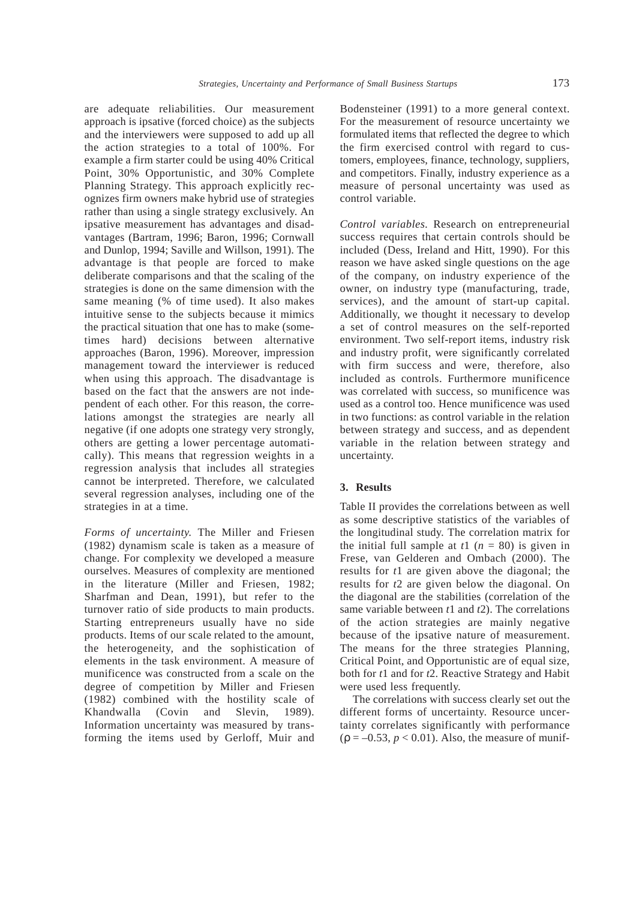are adequate reliabilities. Our measurement approach is ipsative (forced choice) as the subjects and the interviewers were supposed to add up all the action strategies to a total of 100%. For example a firm starter could be using 40% Critical Point, 30% Opportunistic, and 30% Complete Planning Strategy. This approach explicitly recognizes firm owners make hybrid use of strategies rather than using a single strategy exclusively. An ipsative measurement has advantages and disadvantages (Bartram, 1996; Baron, 1996; Cornwall and Dunlop, 1994; Saville and Willson, 1991). The advantage is that people are forced to make deliberate comparisons and that the scaling of the strategies is done on the same dimension with the same meaning (% of time used). It also makes intuitive sense to the subjects because it mimics the practical situation that one has to make (sometimes hard) decisions between alternative approaches (Baron, 1996). Moreover, impression management toward the interviewer is reduced when using this approach. The disadvantage is based on the fact that the answers are not independent of each other. For this reason, the correlations amongst the strategies are nearly all negative (if one adopts one strategy very strongly, others are getting a lower percentage automatically). This means that regression weights in a regression analysis that includes all strategies cannot be interpreted. Therefore, we calculated several regression analyses, including one of the strategies in at a time.

*Forms of uncertainty.* The Miller and Friesen (1982) dynamism scale is taken as a measure of change. For complexity we developed a measure ourselves. Measures of complexity are mentioned in the literature (Miller and Friesen, 1982; Sharfman and Dean, 1991), but refer to the turnover ratio of side products to main products. Starting entrepreneurs usually have no side products. Items of our scale related to the amount, the heterogeneity, and the sophistication of elements in the task environment. A measure of munificence was constructed from a scale on the degree of competition by Miller and Friesen (1982) combined with the hostility scale of Khandwalla (Covin and Slevin, 1989). Information uncertainty was measured by transforming the items used by Gerloff, Muir and Bodensteiner (1991) to a more general context. For the measurement of resource uncertainty we formulated items that reflected the degree to which the firm exercised control with regard to customers, employees, finance, technology, suppliers, and competitors. Finally, industry experience as a measure of personal uncertainty was used as control variable.

*Control variables.* Research on entrepreneurial success requires that certain controls should be included (Dess, Ireland and Hitt, 1990). For this reason we have asked single questions on the age of the company, on industry experience of the owner, on industry type (manufacturing, trade, services), and the amount of start-up capital. Additionally, we thought it necessary to develop a set of control measures on the self-reported environment. Two self-report items, industry risk and industry profit, were significantly correlated with firm success and were, therefore, also included as controls. Furthermore munificence was correlated with success, so munificence was used as a control too. Hence munificence was used in two functions: as control variable in the relation between strategy and success, and as dependent variable in the relation between strategy and uncertainty.

## 3. Results

Table II provides the correlations between as well as some descriptive statistics of the variables of the longitudinal study. The correlation matrix for the initial full sample at $t1$ ($n = 80$) is given in Frese, van Gelderen and Ombach (2000). The results for $t1$ are given above the diagonal; the results for $t2$ are given below the diagonal. On the diagonal are the stabilities (correlation of the same variable between $t1$ and $t2$). The correlations of the action strategies are mainly negative because of the ipsative nature of measurement. The means for the three strategies Planning, Critical Point, and Opportunistic are of equal size, both for $t1$ and for $t2$. Reactive Strategy and Habit were used less frequently.

The correlations with success clearly set out the different forms of uncertainty. Resource uncertainty correlates significantly with performance ($\rho = -0.53$, $p < 0.01$). Also, the measure of munif-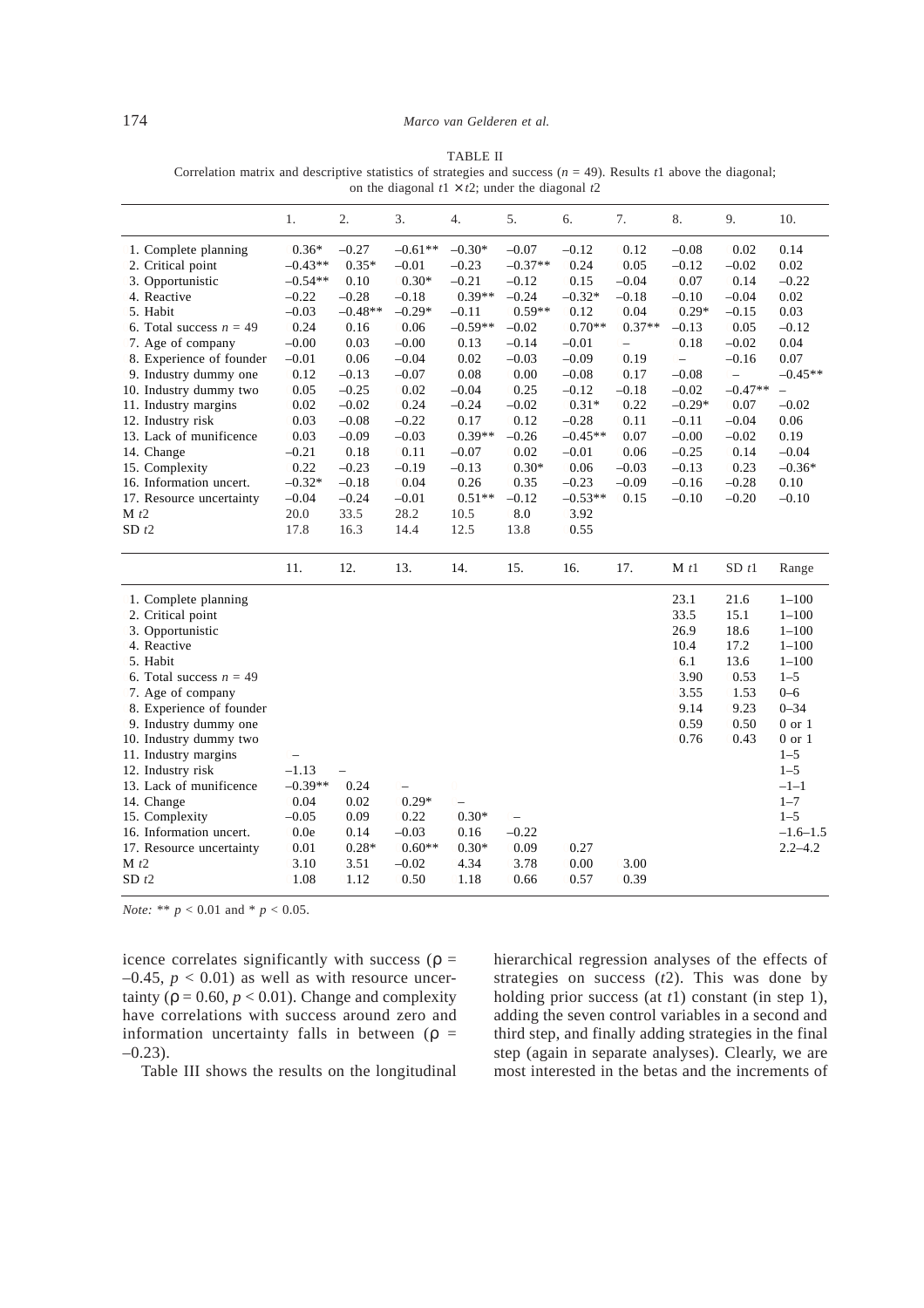TABLE II
Correlation matrix and descriptive statistics of strategies and success ($n$ = 49). Results $t1$ above the diagonal; on the diagonal $t1 \times t2$; under the diagonal $t2$

| | 1. | 2. | 3. | 4. | 5. | 6. | 7. | 8. | 9. | 10. |
|---|---|---|---|---|---|---|---|---|---|---|
| 1. Complete planning | 0.36* | –0.27 | –0.61** | –0.30* | –0.07 | –0.12 | 0.12 | –0.08 | 0.02 | 0.14 |
| 2. Critical point | –0.43** | 0.35* | –0.01 | –0.23 | –0.37** | 0.24 | 0.05 | –0.12 | –0.02 | 0.02 |
| 3. Opportunistic | –0.54** | 0.10 | 0.30* | –0.21 | –0.12 | 0.15 | –0.04 | 0.07 | 0.14 | –0.22 |
| 4. Reactive | –0.22 | –0.28 | –0.18 | 0.39** | –0.24 | –0.32* | –0.18 | –0.10 | –0.04 | 0.02 |
| 5. Habit | –0.03 | –0.48** | –0.29* | –0.11 | 0.59** | 0.12 | 0.04 | 0.29* | –0.15 | 0.03 |
| 6. Total success $n$ = 49 | 0.24 | 0.16 | 0.06 | –0.59** | –0.02 | 0.70** | 0.37** | –0.13 | 0.05 | –0.12 |
| 7. Age of company | –0.00 | 0.03 | –0.00 | 0.13 | –0.14 | –0.01 | – | 0.18 | –0.02 | 0.04 |
| 8. Experience of founder | –0.01 | 0.06 | –0.04 | 0.02 | –0.03 | –0.09 | 0.19 | – | –0.16 | 0.07 |
| 9. Industry dummy one | 0.12 | –0.13 | –0.07 | 0.08 | 0.00 | –0.08 | 0.17 | –0.08 | – | –0.45** |
| 10. Industry dummy two | 0.05 | –0.25 | 0.02 | –0.04 | 0.25 | –0.12 | –0.18 | –0.02 | –0.47** | – |
| 11. Industry margins | 0.02 | –0.02 | 0.24 | –0.24 | –0.02 | 0.31* | 0.22 | –0.29* | 0.07 | –0.02 |
| 12. Industry risk | 0.03 | –0.08 | –0.22 | 0.17 | 0.12 | –0.28 | 0.11 | –0.11 | –0.04 | 0.06 |
| 13. Lack of munificence | 0.03 | –0.09 | –0.03 | 0.39** | –0.26 | –0.45** | 0.07 | –0.00 | –0.02 | 0.19 |
| 14. Change | –0.21 | 0.18 | 0.11 | –0.07 | 0.02 | –0.01 | 0.06 | –0.25 | 0.14 | –0.04 |
| 15. Complexity | 0.22 | –0.23 | –0.19 | –0.13 | 0.30* | 0.06 | –0.03 | –0.13 | 0.23 | –0.36* |
| 16. Information uncert. | –0.32* | –0.18 | 0.04 | 0.26 | 0.35 | –0.23 | –0.09 | –0.16 | –0.28 | 0.10 |
| 17. Resource uncertainty | –0.04 | –0.24 | –0.01 | 0.51** | –0.12 | –0.53** | 0.15 | –0.10 | –0.20 | –0.10 |
| M $t2$ | 20.0 | 33.5 | 28.2 | 10.5 | 8.0 | 3.92 | | | | |
| SD $t2$ | 17.8 | 16.3 | 14.4 | 12.5 | 13.8 | 0.55 | | | | |

| | 11. | 12. | 13. | 14. | 15. | 16. | 17. | M $t1$ | SD $t1$ | Range |
|---|---|---|---|---|---|---|---|---|---|---|
| 1. Complete planning | | | | | | | | 23.1 | 21.6 | 1–100 |
| 2. Critical point | | | | | | | | 33.5 | 15.1 | 1–100 |
| 3. Opportunistic | | | | | | | | 26.9 | 18.6 | 1–100 |
| 4. Reactive | | | | | | | | 10.4 | 17.2 | 1–100 |
| 5. Habit | | | | | | | | 6.1 | 13.6 | 1–100 |
| 6. Total success $n$ = 49 | | | | | | | | 3.90 | 0.53 | 1–5 |
| 7. Age of company | | | | | | | | 3.55 | 1.53 | 0–6 |
| 8. Experience of founder | | | | | | | | 9.14 | 9.23 | 0–34 |
| 9. Industry dummy one | | | | | | | | 0.59 | 0.50 | 0 or 1 |
| 10. Industry dummy two | | | | | | | | 0.76 | 0.43 | 0 or 1 |
| 11. Industry margins | – | | | | | | | | | 1–5 |
| 12. Industry risk | –1.13 | – | | | | | | | | 1–5 |
| 13. Lack of munificence | –0.39** | 0.24 | – | | | | | | | –1–1 |
| 14. Change | 0.04 | 0.02 | 0.29* | – | | | | | | 1–7 |
| 15. Complexity | –0.05 | 0.09 | 0.22 | 0.30* | – | | | | | 1–5 |
| 16. Information uncert. | 0.0e | 0.14 | –0.03 | 0.16 | –0.22 | | | | | –1.6–1.5 |
| 17. Resource uncertainty | 0.01 | 0.28* | 0.60** | 0.30* | 0.09 | 0.27 | | | | 2.2–4.2 |
| M $t2$ | 3.10 | 3.51 | –0.02 | 4.34 | 3.78 | 0.00 | 3.00 | | | |
| SD $t2$ | 1.08 | 1.12 | 0.50 | 1.18 | 0.66 | 0.57 | 0.39 | | | |

*Note:* ** $p < 0.01$ and * $p < 0.05$.

icence correlates significantly with success ($\rho = -0.45$, $p < 0.01$) as well as with resource uncertainty ($\rho = 0.60$, $p < 0.01$). Change and complexity have correlations with success around zero and information uncertainty falls in between ($\rho = -0.23$).

Table III shows the results on the longitudinal hierarchical regression analyses of the effects of strategies on success ($t2$). This was done by holding prior success (at $t1$) constant (in step 1), adding the seven control variables in a second and third step, and finally adding strategies in the final step (again in separate analyses). Clearly, we are most interested in the betas and the increments of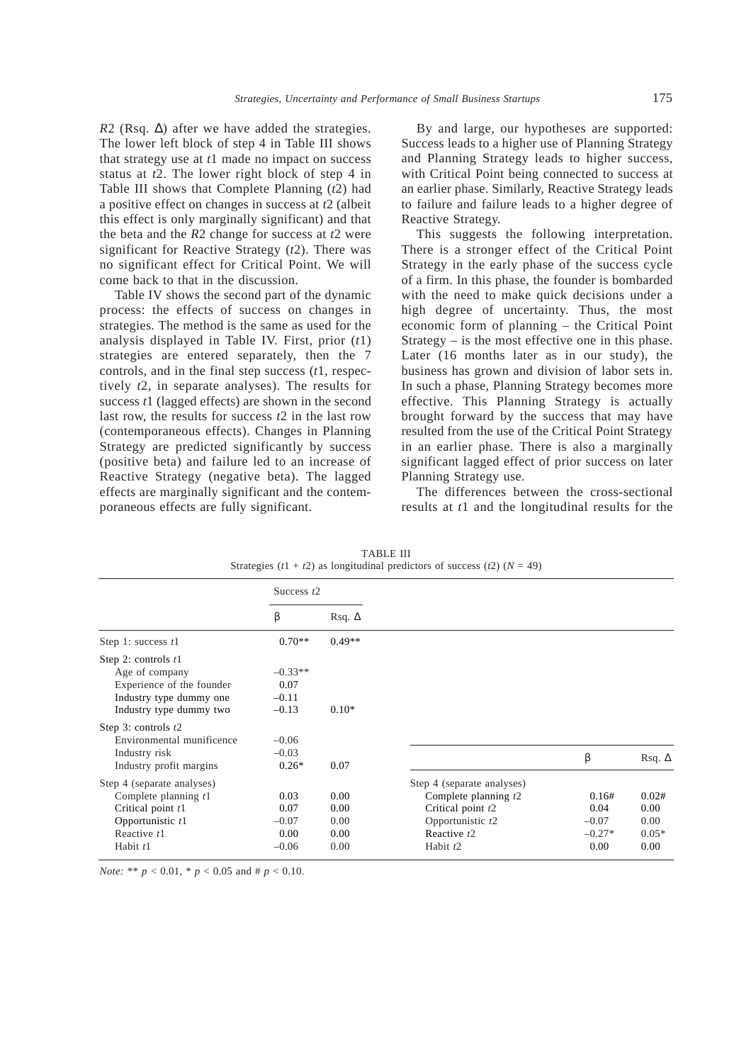$R2$ (Rsq. Δ) after we have added the strategies. The lower left block of step 4 in Table III shows that strategy use at $t1$ made no impact on success status at $t2$. The lower right block of step 4 in Table III shows that Complete Planning ($t2$) had a positive effect on changes in success at $t2$ (albeit this effect is only marginally significant) and that the beta and the $R2$ change for success at $t2$ were significant for Reactive Strategy ($t2$). There was no significant effect for Critical Point. We will come back to that in the discussion.

Table IV shows the second part of the dynamic process: the effects of success on changes in strategies. The method is the same as used for the analysis displayed in Table IV. First, prior ($t1$) strategies are entered separately, then the 7 controls, and in the final step success ($t1$, respectively $t2$, in separate analyses). The results for success $t1$ (lagged effects) are shown in the second last row, the results for success $t2$ in the last row (contemporaneous effects). Changes in Planning Strategy are predicted significantly by success (positive beta) and failure led to an increase of Reactive Strategy (negative beta). The lagged effects are marginally significant and the contemporaneous effects are fully significant.

By and large, our hypotheses are supported: Success leads to a higher use of Planning Strategy and Planning Strategy leads to higher success, with Critical Point being connected to success at an earlier phase. Similarly, Reactive Strategy leads to failure and failure leads to a higher degree of Reactive Strategy.

This suggests the following interpretation. There is a stronger effect of the Critical Point Strategy in the early phase of the success cycle of a firm. In this phase, the founder is bombarded with the need to make quick decisions under a high degree of uncertainty. Thus, the most economic form of planning – the Critical Point Strategy – is the most effective one in this phase. Later (16 months later as in our study), the business has grown and division of labor sets in. In such a phase, Planning Strategy becomes more effective. This Planning Strategy is actually brought forward by the success that may have resulted from the use of the Critical Point Strategy in an earlier phase. There is also a marginally significant lagged effect of prior success on later Planning Strategy use.

The differences between the cross-sectional results at $t1$ and the longitudinal results for the

TABLE III
Strategies ($t1 + t2$) as longitudinal predictors of success ($t2$) ($N = 49$)

| | Success $t2$ β | Rsq. Δ | | β | Rsq. Δ |
|---|---|---|---|---|---|
| Step 1: success $t1$ | 0.70** | 0.49** | | | |
| Step 2: controls $t1$ | | | | | |
| Age of company | –0.33** | | | | |
| Experience of the founder | 0.07 | | | | |
| Industry type dummy one | –0.11 | | | | |
| Industry type dummy two | –0.13 | 0.10* | | | |
| Step 3: controls $t2$ | | | | | |
| Environmental munificence | –0.06 | | | | |
| Industry risk | –0.03 | | | | |
| Industry profit margins | 0.26* | 0.07 | | | |
| Step 4 (separate analyses) | | | Step 4 (separate analyses) | | |
| Complete planning $t1$ | 0.03 | 0.00 | Complete planning $t2$ | 0.16# | 0.02# |
| Critical point $t1$ | 0.07 | 0.00 | Critical point $t2$ | 0.04 | 0.00 |
| Opportunistic $t1$ | –0.07 | 0.00 | Opportunistic $t2$ | –0.07 | 0.00 |
| Reactive $t1$ | 0.00 | 0.00 | Reactive $t2$ | –0.27* | 0.05* |
| Habit $t1$ | –0.06 | 0.00 | Habit $t2$ | 0.00 | 0.00 |

*Note:* ** $p < 0.01$, * $p < 0.05$ and # $p < 0.10$.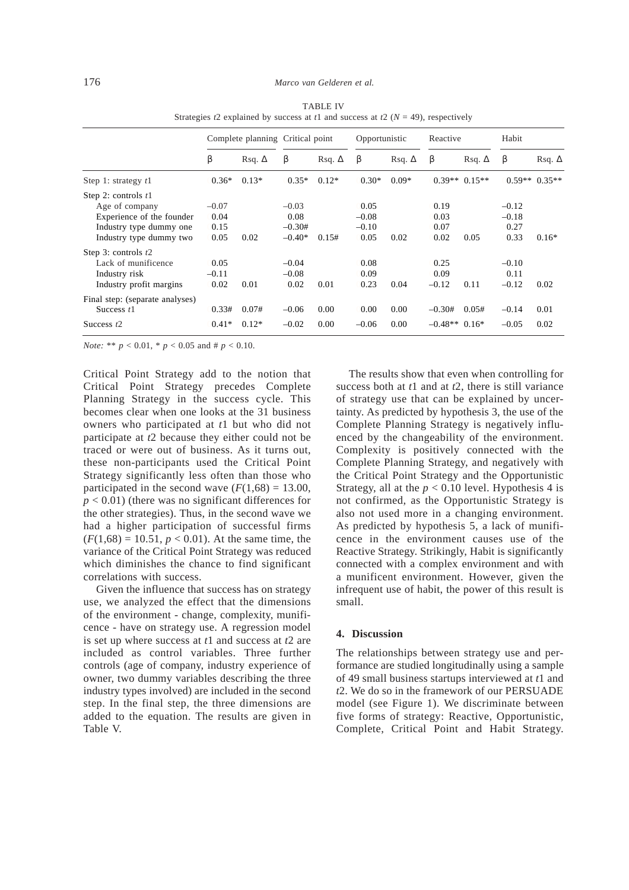TABLE IV

Strategies $t2$ explained by success at $t1$ and success at $t2$ ($N = 49$), respectively

| | Complete planning | | Critical point | | Opportunistic | | Reactive | | Habit | |
|---|---|---|---|---|---|---|---|---|---|---|
| | β | Rsq. Δ | β | Rsq. Δ | β | Rsq. Δ | β | Rsq. Δ | β | Rsq. Δ |
| Step 1: strategy $t1$ | 0.36* | 0.13* | 0.35* | 0.12* | 0.30* | 0.09* | 0.39** | 0.15** | 0.59** | 0.35** |
| Step 2: controls $t1$ | | | | | | | | | | |
| Age of company | –0.07 | | –0.03 | | 0.05 | | 0.19 | | –0.12 | |
| Experience of the founder | 0.04 | | 0.08 | | –0.08 | | 0.03 | | –0.18 | |
| Industry type dummy one | 0.15 | | –0.30# | | –0.10 | | 0.07 | | 0.27 | |
| Industry type dummy two | 0.05 | 0.02 | –0.40* | 0.15# | 0.05 | 0.02 | 0.02 | 0.05 | 0.33 | 0.16* |
| Step 3: controls $t2$ | | | | | | | | | | |
| Lack of munificence | 0.05 | | –0.04 | | 0.08 | | 0.25 | | –0.10 | |
| Industry risk | –0.11 | | –0.08 | | 0.09 | | 0.09 | | 0.11 | |
| Industry profit margins | 0.02 | 0.01 | 0.02 | 0.01 | 0.23 | 0.04 | –0.12 | 0.11 | –0.12 | 0.02 |
| Final step: (separate analyses) | | | | | | | | | | |
| Success $t1$ | 0.33# | 0.07# | –0.06 | 0.00 | 0.00 | 0.00 | –0.30# | 0.05# | –0.14 | 0.01 |
| Success $t2$ | 0.41* | 0.12* | –0.02 | 0.00 | –0.06 | 0.00 | –0.48** | 0.16* | –0.05 | 0.02 |

*Note:* ** $p < 0.01$, * $p < 0.05$ and # $p < 0.10$.

Critical Point Strategy add to the notion that Critical Point Strategy precedes Complete Planning Strategy in the success cycle. This becomes clear when one looks at the 31 business owners who participated at $t1$ but who did not participate at $t2$ because they either could not be traced or were out of business. As it turns out, these non-participants used the Critical Point Strategy significantly less often than those who participated in the second wave ($F(1,68) = 13.00$, $p < 0.01$) (there was no significant differences for the other strategies). Thus, in the second wave we had a higher participation of successful firms ($F(1,68) = 10.51$, $p < 0.01$). At the same time, the variance of the Critical Point Strategy was reduced which diminishes the chance to find significant correlations with success.

Given the influence that success has on strategy use, we analyzed the effect that the dimensions of the environment - change, complexity, munificence - have on strategy use. A regression model is set up where success at $t1$ and success at $t2$ are included as control variables. Three further controls (age of company, industry experience of owner, two dummy variables describing the three industry types involved) are included in the second step. In the final step, the three dimensions are added to the equation. The results are given in Table V.

The results show that even when controlling for success both at $t1$ and at $t2$, there is still variance of strategy use that can be explained by uncertainty. As predicted by hypothesis 3, the use of the Complete Planning Strategy is negatively influenced by the changeability of the environment. Complexity is positively connected with the Complete Planning Strategy, and negatively with the Critical Point Strategy and the Opportunistic Strategy, all at the $p < 0.10$ level. Hypothesis 4 is not confirmed, as the Opportunistic Strategy is also not used more in a changing environment. As predicted by hypothesis 5, a lack of munificence in the environment causes use of the Reactive Strategy. Strikingly, Habit is significantly connected with a complex environment and with a munificent environment. However, given the infrequent use of habit, the power of this result is small.

## 4. Discussion

The relationships between strategy use and performance are studied longitudinally using a sample of 49 small business startups interviewed at $t1$ and $t2$. We do so in the framework of our PERSUADE model (see Figure 1). We discriminate between five forms of strategy: Reactive, Opportunistic, Complete, Critical Point and Habit Strategy.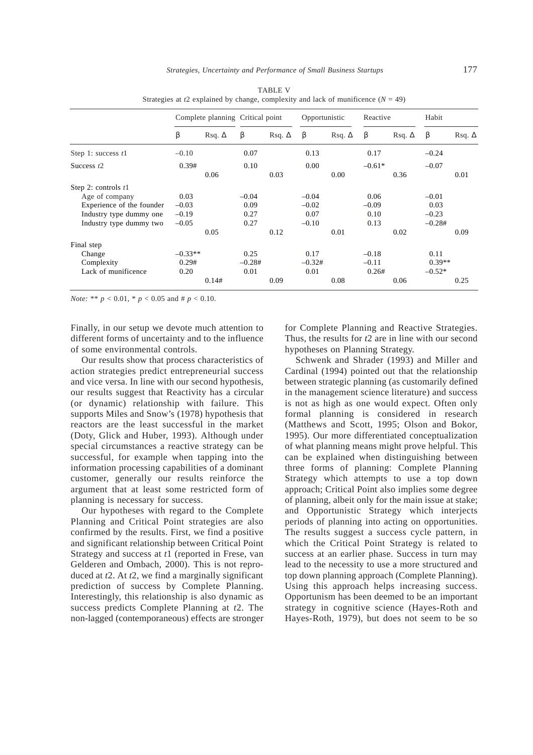TABLE V
Strategies at $t2$ explained by change, complexity and lack of munificence ($N = 49$)

| | Complete planning | | Critical point | | Opportunistic | | Reactive | | Habit | |
|---|---|---|---|---|---|---|---|---|---|---|
| | β | Rsq. Δ | β | Rsq. Δ | β | Rsq. Δ | β | Rsq. Δ | β | Rsq. Δ |
| Step 1: success $t1$ | –0.10 | | 0.07 | | 0.13 | | 0.17 | | –0.24 | |
| Success $t2$ | 0.39# | 0.06 | 0.10 | 0.03 | 0.00 | 0.00 | –0.61* | 0.36 | –0.07 | 0.01 |
| Step 2: controls $t1$ | | | | | | | | | | |
| Age of company | 0.03 | | –0.04 | | –0.04 | | 0.06 | | –0.01 | |
| Experience of the founder | –0.03 | | 0.09 | | –0.02 | | –0.09 | | 0.03 | |
| Industry type dummy one | –0.19 | | 0.27 | | 0.07 | | 0.10 | | –0.23 | |
| Industry type dummy two | –0.05 | 0.05 | 0.27 | 0.12 | –0.10 | 0.01 | 0.13 | 0.02 | –0.28# | 0.09 |
| Final step | | | | | | | | | | |
| Change | –0.33** | | 0.25 | | 0.17 | | –0.18 | | 0.11 | |
| Complexity | 0.29# | | –0.28# | | –0.32# | | –0.11 | | 0.39** | |
| Lack of munificence | 0.20 | 0.14# | 0.01 | 0.09 | 0.01 | 0.08 | 0.26# | 0.06 | –0.52* | 0.25 |

*Note:* ** $p < 0.01$, * $p < 0.05$ and # $p < 0.10$.

Finally, in our setup we devote much attention to different forms of uncertainty and to the influence of some environmental controls.

Our results show that process characteristics of action strategies predict entrepreneurial success and vice versa. In line with our second hypothesis, our results suggest that Reactivity has a circular (or dynamic) relationship with failure. This supports Miles and Snow's (1978) hypothesis that reactors are the least successful in the market (Doty, Glick and Huber, 1993). Although under special circumstances a reactive strategy can be successful, for example when tapping into the information processing capabilities of a dominant customer, generally our results reinforce the argument that at least some restricted form of planning is necessary for success.

Our hypotheses with regard to the Complete Planning and Critical Point strategies are also confirmed by the results. First, we find a positive and significant relationship between Critical Point Strategy and success at $t1$ (reported in Frese, van Gelderen and Ombach, 2000). This is not reproduced at $t2$. At $t2$, we find a marginally significant prediction of success by Complete Planning. Interestingly, this relationship is also dynamic as success predicts Complete Planning at $t2$. The non-lagged (contemporaneous) effects are stronger for Complete Planning and Reactive Strategies. Thus, the results for $t2$ are in line with our second hypotheses on Planning Strategy.

Schwenk and Shrader (1993) and Miller and Cardinal (1994) pointed out that the relationship between strategic planning (as customarily defined in the management science literature) and success is not as high as one would expect. Often only formal planning is considered in research (Matthews and Scott, 1995; Olson and Bokor, 1995). Our more differentiated conceptualization of what planning means might prove helpful. This can be explained when distinguishing between three forms of planning: Complete Planning Strategy which attempts to use a top down approach; Critical Point also implies some degree of planning, albeit only for the main issue at stake; and Opportunistic Strategy which interjects periods of planning into acting on opportunities. The results suggest a success cycle pattern, in which the Critical Point Strategy is related to success at an earlier phase. Success in turn may lead to the necessity to use a more structured and top down planning approach (Complete Planning). Using this approach helps increasing success. Opportunism has been deemed to be an important strategy in cognitive science (Hayes-Roth and Hayes-Roth, 1979), but does not seem to be so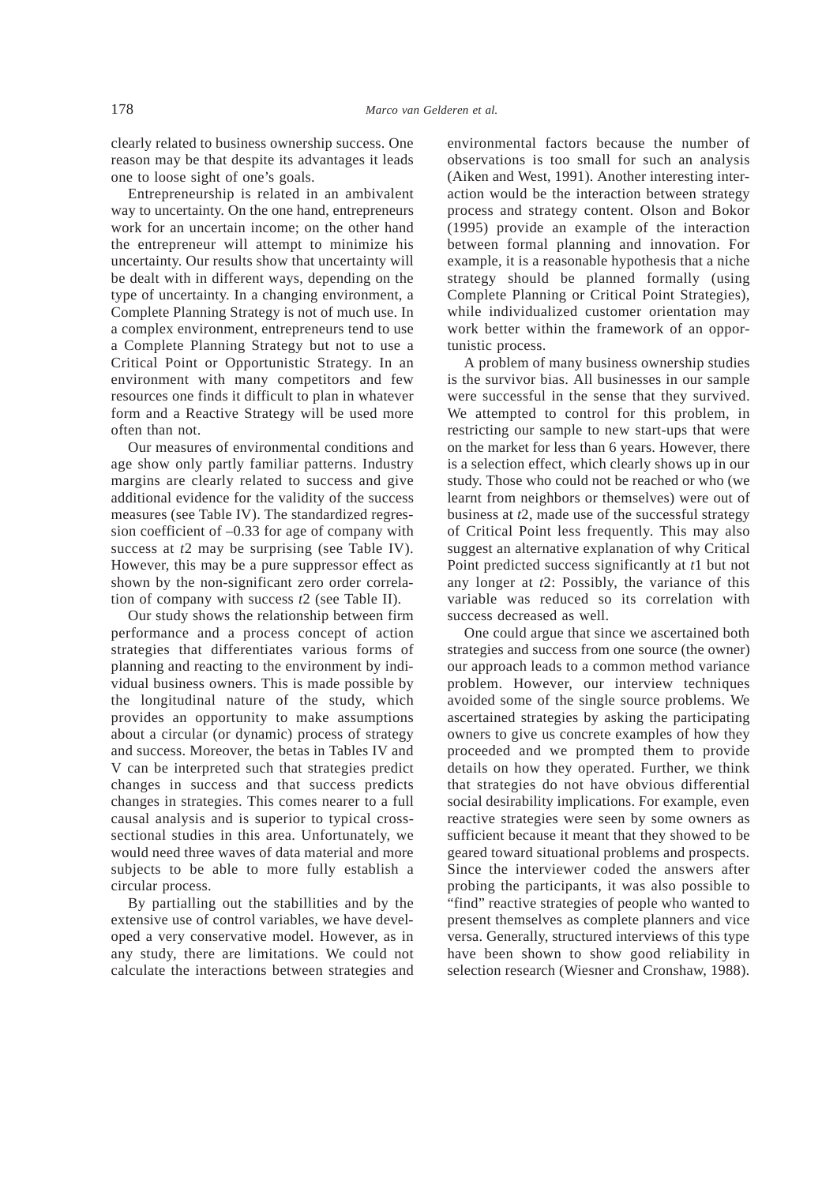clearly related to business ownership success. One reason may be that despite its advantages it leads one to loose sight of one's goals.

Entrepreneurship is related in an ambivalent way to uncertainty. On the one hand, entrepreneurs work for an uncertain income; on the other hand the entrepreneur will attempt to minimize his uncertainty. Our results show that uncertainty will be dealt with in different ways, depending on the type of uncertainty. In a changing environment, a Complete Planning Strategy is not of much use. In a complex environment, entrepreneurs tend to use a Complete Planning Strategy but not to use a Critical Point or Opportunistic Strategy. In an environment with many competitors and few resources one finds it difficult to plan in whatever form and a Reactive Strategy will be used more often than not.

Our measures of environmental conditions and age show only partly familiar patterns. Industry margins are clearly related to success and give additional evidence for the validity of the success measures (see Table IV). The standardized regression coefficient of –0.33 for age of company with success at *t*2 may be surprising (see Table IV). However, this may be a pure suppressor effect as shown by the non-significant zero order correlation of company with success *t*2 (see Table II).

Our study shows the relationship between firm performance and a process concept of action strategies that differentiates various forms of planning and reacting to the environment by individual business owners. This is made possible by the longitudinal nature of the study, which provides an opportunity to make assumptions about a circular (or dynamic) process of strategy and success. Moreover, the betas in Tables IV and V can be interpreted such that strategies predict changes in success and that success predicts changes in strategies. This comes nearer to a full causal analysis and is superior to typical cross-sectional studies in this area. Unfortunately, we would need three waves of data material and more subjects to be able to more fully establish a circular process.

By partialling out the stabillities and by the extensive use of control variables, we have developed a very conservative model. However, as in any study, there are limitations. We could not calculate the interactions between strategies and environmental factors because the number of observations is too small for such an analysis (Aiken and West, 1991). Another interesting interaction would be the interaction between strategy process and strategy content. Olson and Bokor (1995) provide an example of the interaction between formal planning and innovation. For example, it is a reasonable hypothesis that a niche strategy should be planned formally (using Complete Planning or Critical Point Strategies), while individualized customer orientation may work better within the framework of an opportunistic process.

A problem of many business ownership studies is the survivor bias. All businesses in our sample were successful in the sense that they survived. We attempted to control for this problem, in restricting our sample to new start-ups that were on the market for less than 6 years. However, there is a selection effect, which clearly shows up in our study. Those who could not be reached or who (we learnt from neighbors or themselves) were out of business at *t*2, made use of the successful strategy of Critical Point less frequently. This may also suggest an alternative explanation of why Critical Point predicted success significantly at *t*1 but not any longer at *t*2: Possibly, the variance of this variable was reduced so its correlation with success decreased as well.

One could argue that since we ascertained both strategies and success from one source (the owner) our approach leads to a common method variance problem. However, our interview techniques avoided some of the single source problems. We ascertained strategies by asking the participating owners to give us concrete examples of how they proceeded and we prompted them to provide details on how they operated. Further, we think that strategies do not have obvious differential social desirability implications. For example, even reactive strategies were seen by some owners as sufficient because it meant that they showed to be geared toward situational problems and prospects. Since the interviewer coded the answers after probing the participants, it was also possible to "find" reactive strategies of people who wanted to present themselves as complete planners and vice versa. Generally, structured interviews of this type have been shown to show good reliability in selection research (Wiesner and Cronshaw, 1988).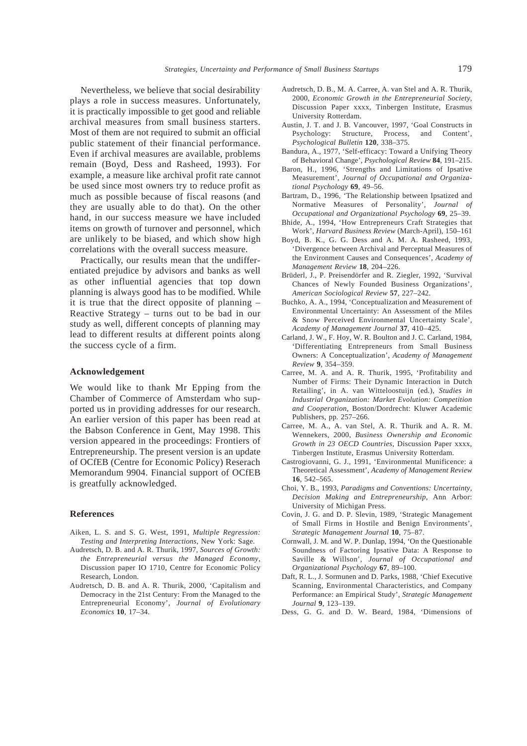Nevertheless, we believe that social desirability plays a role in success measures. Unfortunately, it is practically impossible to get good and reliable archival measures from small business starters. Most of them are not required to submit an official public statement of their financial performance. Even if archival measures are available, problems remain (Boyd, Dess and Rasheed, 1993). For example, a measure like archival profit rate cannot be used since most owners try to reduce profit as much as possible because of fiscal reasons (and they are usually able to do that). On the other hand, in our success measure we have included items on growth of turnover and personnel, which are unlikely to be biased, and which show high correlations with the overall success measure.

Practically, our results mean that the undifferentiated prejudice by advisors and banks as well as other influential agencies that top down planning is always good has to be modified. While it is true that the direct opposite of planning – Reactive Strategy – turns out to be bad in our study as well, different concepts of planning may lead to different results at different points along the success cycle of a firm.

## Acknowledgement

We would like to thank Mr Epping from the Chamber of Commerce of Amsterdam who supported us in providing addresses for our research. An earlier version of this paper has been read at the Babson Conference in Gent, May 1998. This version appeared in the proceedings: Frontiers of Entrepreneurship. The present version is an update of OCfEB (Centre for Economic Policy) Reserach Memorandum 9904. Financial support of OCfEB is greatfully acknowledged.

## References

Aiken, L. S. and S. G. West, 1991, *Multiple Regression: Testing and Interpreting Interactions*, New York: Sage.

Audretsch, D. B. and A. R. Thurik, 1997, *Sources of Growth: the Entrepreneurial versus the Managed Economy*, Discussion paper IO 1710, Centre for Economic Policy Research, London.

Audretsch, D. B. and A. R. Thurik, 2000, 'Capitalism and Democracy in the 21st Century: From the Managed to the Entrepreneurial Economy', *Journal of Evolutionary Economics* **10**, 17–34.

Audretsch, D. B., M. A. Carree, A. van Stel and A. R. Thurik, 2000, *Economic Growth in the Entrepreneurial Society*, Discussion Paper xxxx, Tinbergen Institute, Erasmus University Rotterdam.

Austin, J. T. and J. B. Vancouver, 1997, 'Goal Constructs in Psychology: Structure, Process, and Content', *Psychological Bulletin* **120**, 338–375.

Bandura, A., 1977, 'Self-efficacy: Toward a Unifying Theory of Behavioral Change', *Psychological Review* **84**, 191–215.

Baron, H., 1996, 'Strengths and Limitations of Ipsative Measurement', *Journal of Occupational and Organizational Psychology* **69**, 49–56.

Bartram, D., 1996, 'The Relationship between Ipsatized and Normative Measures of Personality', *Journal of Occupational and Organizational Psychology* **69**, 25–39.

Bhide, A., 1994, 'How Entrepreneurs Craft Strategies that Work', *Harvard Business Review* (March-April), 150–161

Boyd, B. K., G. G. Dess and A. M. A. Rasheed, 1993, 'Divergence between Archival and Perceptual Measures of the Environment Causes and Consequences', *Academy of Management Review* **18**, 204–226.

Brüderl, J., P. Preisendörfer and R. Ziegler, 1992, 'Survival Chances of Newly Founded Business Organizations', *American Sociological Review* **57**, 227–242.

Buchko, A. A., 1994, 'Conceptualization and Measurement of Environmental Uncertainty: An Assessment of the Miles & Snow Perceived Environmental Uncertainty Scale', *Academy of Management Journal* **37**, 410–425.

Carland, J. W., F. Hoy, W. R. Boulton and J. C. Carland, 1984, 'Differentiating Entrepreneurs from Small Business Owners: A Conceptualization', *Academy of Management Review* **9**, 354–359.

Carree, M. A. and A. R. Thurik, 1995, 'Profitability and Number of Firms: Their Dynamic Interaction in Dutch Retailing', in A. van Witteloostuijn (ed.), *Studies in Industrial Organization: Market Evolution: Competition and Cooperation*, Boston/Dordrecht: Kluwer Academic Publishers, pp. 257–266.

Carree, M. A., A. van Stel, A. R. Thurik and A. R. M. Wennekers, 2000, *Business Ownership and Economic Growth in 23 OECD Countries*, Discussion Paper xxxx, Tinbergen Institute, Erasmus University Rotterdam.

Castrogiovanni, G. J., 1991, 'Environmental Munificence: a Theoretical Assessment', *Academy of Management Review* **16**, 542–565.

Choi, Y. B., 1993, *Paradigms and Conventions: Uncertainty, Decision Making and Entrepreneurship*, Ann Arbor: University of Michigan Press.

Covin, J. G. and D. P. Slevin, 1989, 'Strategic Management of Small Firms in Hostile and Benign Environments', *Strategic Management Journal* **10**, 75–87.

Cornwall, J. M. and W. P. Dunlap, 1994, 'On the Questionable Soundness of Factoring Ipsative Data: A Response to Saville & Willson', *Journal of Occupational and Organizational Psychology* **67**, 89–100.

Daft, R. L., J. Sormunen and D. Parks, 1988, 'Chief Executive Scanning, Environmental Characteristics, and Company Performance: an Empirical Study', *Strategic Management Journal* **9**, 123–139.

Dess, G. G. and D. W. Beard, 1984, 'Dimensions of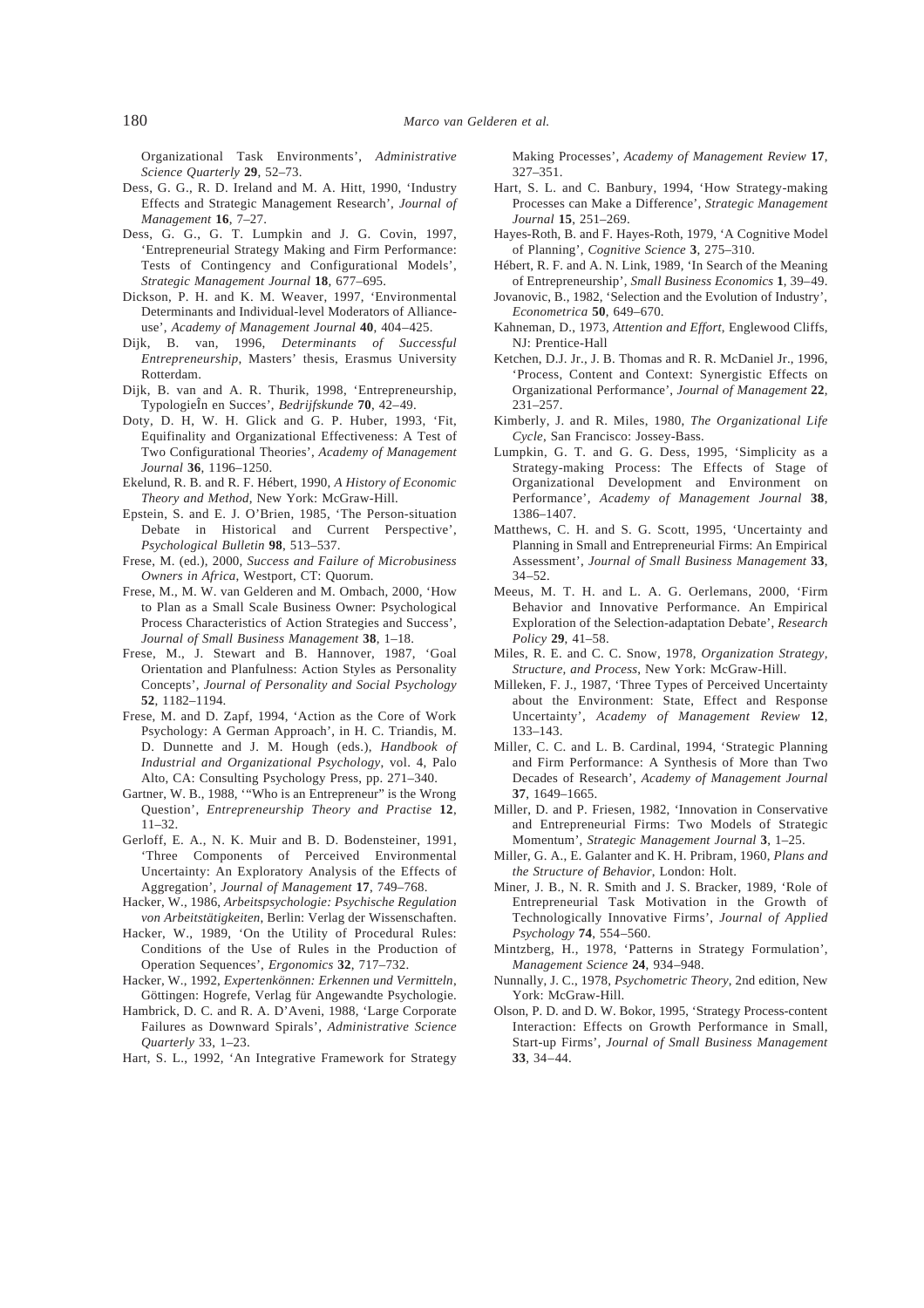Organizational Task Environments', *Administrative Science Quarterly* **29**, 52–73.

Dess, G. G., R. D. Ireland and M. A. Hitt, 1990, 'Industry Effects and Strategic Management Research', *Journal of Management* **16**, 7–27.

Dess, G. G., G. T. Lumpkin and J. G. Covin, 1997, 'Entrepreneurial Strategy Making and Firm Performance: Tests of Contingency and Configurational Models', *Strategic Management Journal* **18**, 677–695.

Dickson, P. H. and K. M. Weaver, 1997, 'Environmental Determinants and Individual-level Moderators of Alliance-use', *Academy of Management Journal* **40**, 404–425.

Dijk, B. van, 1996, *Determinants of Successful Entrepreneurship*, Masters' thesis, Erasmus University Rotterdam.

Dijk, B. van and A. R. Thurik, 1998, 'Entrepreneurship, TypologieÎn en Succes', *Bedrijfskunde* **70**, 42–49.

Doty, D. H, W. H. Glick and G. P. Huber, 1993, 'Fit, Equifinality and Organizational Effectiveness: A Test of Two Configurational Theories', *Academy of Management Journal* **36**, 1196–1250.

Ekelund, R. B. and R. F. Hébert, 1990, *A History of Economic Theory and Method*, New York: McGraw-Hill.

Epstein, S. and E. J. O'Brien, 1985, 'The Person-situation Debate in Historical and Current Perspective', *Psychological Bulletin* **98**, 513–537.

Frese, M. (ed.), 2000, *Success and Failure of Microbusiness Owners in Africa*, Westport, CT: Quorum.

Frese, M., M. W. van Gelderen and M. Ombach, 2000, 'How to Plan as a Small Scale Business Owner: Psychological Process Characteristics of Action Strategies and Success', *Journal of Small Business Management* **38**, 1–18.

Frese, M., J. Stewart and B. Hannover, 1987, 'Goal Orientation and Planfulness: Action Styles as Personality Concepts', *Journal of Personality and Social Psychology* **52**, 1182–1194.

Frese, M. and D. Zapf, 1994, 'Action as the Core of Work Psychology: A German Approach', in H. C. Triandis, M. D. Dunnette and J. M. Hough (eds.), *Handbook of Industrial and Organizational Psychology*, vol. 4, Palo Alto, CA: Consulting Psychology Press, pp. 271–340.

Gartner, W. B., 1988, '"Who is an Entrepreneur" is the Wrong Question', *Entrepreneurship Theory and Practise* **12**, 11–32.

Gerloff, E. A., N. K. Muir and B. D. Bodensteiner, 1991, 'Three Components of Perceived Environmental Uncertainty: An Exploratory Analysis of the Effects of Aggregation', *Journal of Management* **17**, 749–768.

Hacker, W., 1986, *Arbeitspsychologie: Psychische Regulation von Arbeitstätigkeiten*, Berlin: Verlag der Wissenschaften.

Hacker, W., 1989, 'On the Utility of Procedural Rules: Conditions of the Use of Rules in the Production of Operation Sequences', *Ergonomics* **32**, 717–732.

Hacker, W., 1992, *Expertenkönnen: Erkennen und Vermitteln*, Göttingen: Hogrefe, Verlag für Angewandte Psychologie.

Hambrick, D. C. and R. A. D'Aveni, 1988, 'Large Corporate Failures as Downward Spirals', *Administrative Science Quarterly* 33, 1–23.

Hart, S. L., 1992, 'An Integrative Framework for Strategy Making Processes', *Academy of Management Review* **17**, 327–351.

Hart, S. L. and C. Banbury, 1994, 'How Strategy-making Processes can Make a Difference', *Strategic Management Journal* **15**, 251–269.

Hayes-Roth, B. and F. Hayes-Roth, 1979, 'A Cognitive Model of Planning', *Cognitive Science* **3**, 275–310.

Hébert, R. F. and A. N. Link, 1989, 'In Search of the Meaning of Entrepreneurship', *Small Business Economics* **1**, 39–49.

Jovanovic, B., 1982, 'Selection and the Evolution of Industry', *Econometrica* **50**, 649–670.

Kahneman, D., 1973, *Attention and Effort*, Englewood Cliffs, NJ: Prentice-Hall

Ketchen, D.J. Jr., J. B. Thomas and R. R. McDaniel Jr., 1996, 'Process, Content and Context: Synergistic Effects on Organizational Performance', *Journal of Management* **22**, 231–257.

Kimberly, J. and R. Miles, 1980, *The Organizational Life Cycle*, San Francisco: Jossey-Bass.

Lumpkin, G. T. and G. G. Dess, 1995, 'Simplicity as a Strategy-making Process: The Effects of Stage of Organizational Development and Environment on Performance', *Academy of Management Journal* **38**, 1386–1407.

Matthews, C. H. and S. G. Scott, 1995, 'Uncertainty and Planning in Small and Entrepreneurial Firms: An Empirical Assessment', *Journal of Small Business Management* **33**, 34–52.

Meeus, M. T. H. and L. A. G. Oerlemans, 2000, 'Firm Behavior and Innovative Performance. An Empirical Exploration of the Selection-adaptation Debate', *Research Policy* **29**, 41–58.

Miles, R. E. and C. C. Snow, 1978, *Organization Strategy, Structure, and Process*, New York: McGraw-Hill.

Milleken, F. J., 1987, 'Three Types of Perceived Uncertainty about the Environment: State, Effect and Response Uncertainty', *Academy of Management Review* **12**, 133–143.

Miller, C. C. and L. B. Cardinal, 1994, 'Strategic Planning and Firm Performance: A Synthesis of More than Two Decades of Research', *Academy of Management Journal* **37**, 1649–1665.

Miller, D. and P. Friesen, 1982, 'Innovation in Conservative and Entrepreneurial Firms: Two Models of Strategic Momentum', *Strategic Management Journal* **3**, 1–25.

Miller, G. A., E. Galanter and K. H. Pribram, 1960, *Plans and the Structure of Behavior*, London: Holt.

Miner, J. B., N. R. Smith and J. S. Bracker, 1989, 'Role of Entrepreneurial Task Motivation in the Growth of Technologically Innovative Firms', *Journal of Applied Psychology* **74**, 554–560.

Mintzberg, H., 1978, 'Patterns in Strategy Formulation', *Management Science* **24**, 934–948.

Nunnally, J. C., 1978, *Psychometric Theory*, 2nd edition, New York: McGraw-Hill.

Olson, P. D. and D. W. Bokor, 1995, 'Strategy Process-content Interaction: Effects on Growth Performance in Small, Start-up Firms', *Journal of Small Business Management* **33**, 34–44.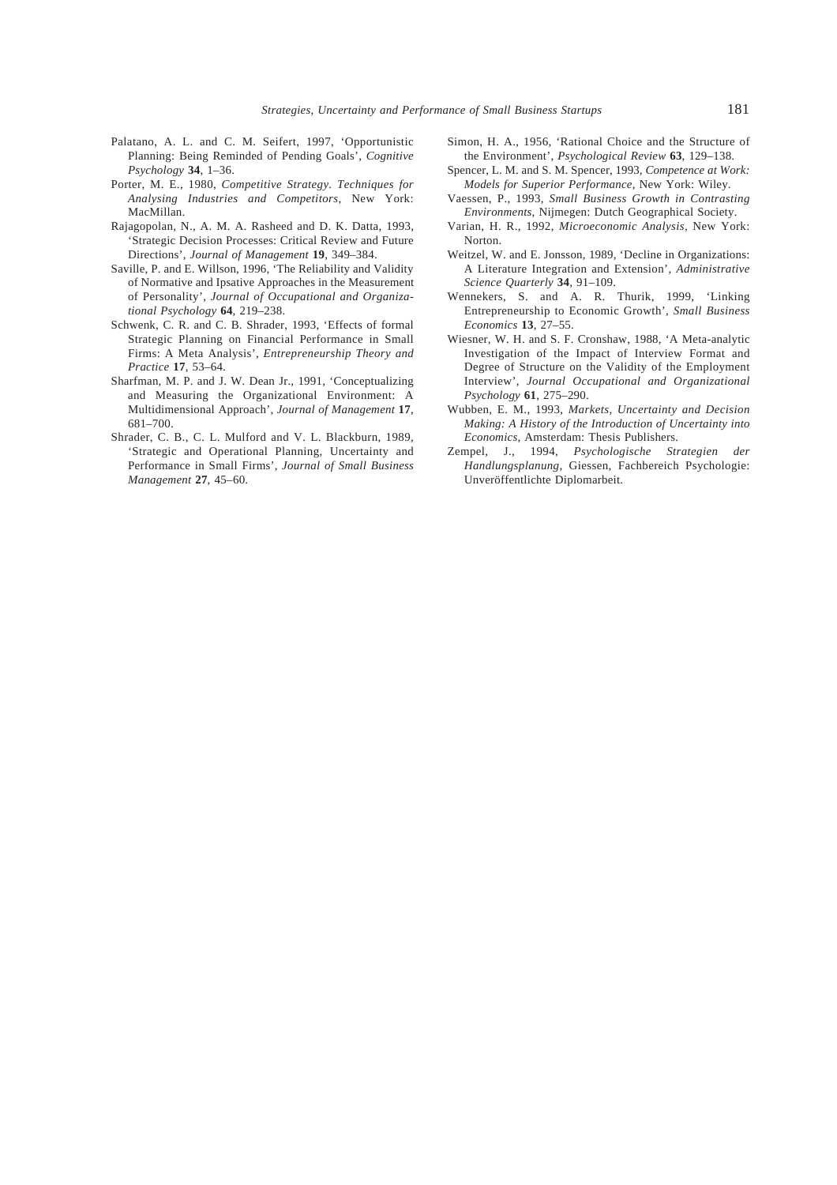Palatano, A. L. and C. M. Seifert, 1997, 'Opportunistic Planning: Being Reminded of Pending Goals', *Cognitive Psychology* **34**, 1–36.

Porter, M. E., 1980, *Competitive Strategy. Techniques for Analysing Industries and Competitors*, New York: MacMillan.

Rajagopolan, N., A. M. A. Rasheed and D. K. Datta, 1993, 'Strategic Decision Processes: Critical Review and Future Directions', *Journal of Management* **19**, 349–384.

Saville, P. and E. Willson, 1996, 'The Reliability and Validity of Normative and Ipsative Approaches in the Measurement of Personality', *Journal of Occupational and Organizational Psychology* **64**, 219–238.

Schwenk, C. R. and C. B. Shrader, 1993, 'Effects of formal Strategic Planning on Financial Performance in Small Firms: A Meta Analysis', *Entrepreneurship Theory and Practice* **17**, 53–64.

Sharfman, M. P. and J. W. Dean Jr., 1991, 'Conceptualizing and Measuring the Organizational Environment: A Multidimensional Approach', *Journal of Management* **17**, 681–700.

Shrader, C. B., C. L. Mulford and V. L. Blackburn, 1989, 'Strategic and Operational Planning, Uncertainty and Performance in Small Firms', *Journal of Small Business Management* **27**, 45–60.

Simon, H. A., 1956, 'Rational Choice and the Structure of the Environment', *Psychological Review* **63**, 129–138.

Spencer, L. M. and S. M. Spencer, 1993, *Competence at Work: Models for Superior Performance*, New York: Wiley.

Vaessen, P., 1993, *Small Business Growth in Contrasting Environments*, Nijmegen: Dutch Geographical Society.

Varian, H. R., 1992, *Microeconomic Analysis*, New York: Norton.

Weitzel, W. and E. Jonsson, 1989, 'Decline in Organizations: A Literature Integration and Extension', *Administrative Science Quarterly* **34**, 91–109.

Wennekers, S. and A. R. Thurik, 1999, 'Linking Entrepreneurship to Economic Growth', *Small Business Economics* **13**, 27–55.

Wiesner, W. H. and S. F. Cronshaw, 1988, 'A Meta-analytic Investigation of the Impact of Interview Format and Degree of Structure on the Validity of the Employment Interview', *Journal Occupational and Organizational Psychology* **61**, 275–290.

Wubben, E. M., 1993, *Markets, Uncertainty and Decision Making: A History of the Introduction of Uncertainty into Economics*, Amsterdam: Thesis Publishers.

Zempel, J., 1994, *Psychologische Strategien der Handlungsplanung*, Giessen, Fachbereich Psychologie: Unveröffentlichte Diplomarbeit.